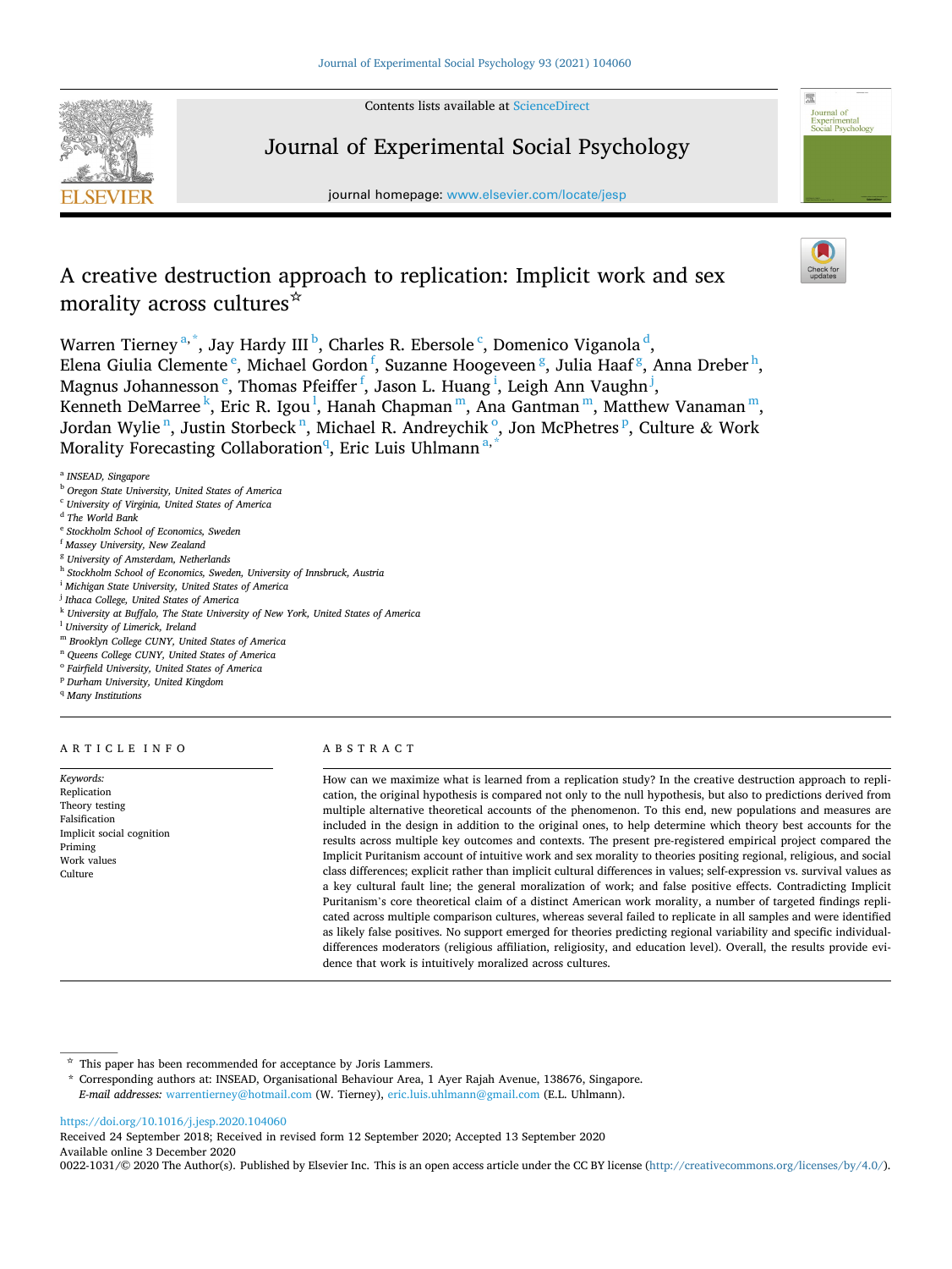# A creative destruction approach to replication: Implicit work and sex morality across cultures☆

Warren Tierney[a,*], Jay Hardy III[b], Charles R. Ebersole[c], Domenico Viganola[d], Elena Giulia Clemente[e], Michael Gordon[f], Suzanne Hoogeveen[g], Julia Haaf[g], Anna Dreber[h], Magnus Johannesson[e], Thomas Pfeiffer[f], Jason L. Huang[i], Leigh Ann Vaughn[j], Kenneth DeMarree[k], Eric R. Igou[l], Hanah Chapman[m], Ana Gantman[m], Matthew Vanaman[m], Jordan Wylie[n], Justin Storbeck[n], Michael R. Andreychik[o], Jon McPhetres[p], Culture & Work Morality Forecasting Collaboration[q], Eric Luis Uhlmann[a,*]

[a] INSEAD, Singapore
[b] Oregon State University, United States of America
[c] University of Virginia, United States of America
[d] The World Bank
[e] Stockholm School of Economics, Sweden
[f] Massey University, New Zealand
[g] University of Amsterdam, Netherlands
[h] Stockholm School of Economics, Sweden, University of Innsbruck, Austria
[i] Michigan State University, United States of America
[j] Ithaca College, United States of America
[k] University at Buffalo, The State University of New York, United States of America
[l] University of Limerick, Ireland
[m] Brooklyn College CUNY, United States of America
[n] Queens College CUNY, United States of America
[o] Fairfield University, United States of America
[p] Durham University, United Kingdom
[q] Many Institutions

## ARTICLE INFO

*Keywords:*
Replication
Theory testing
Falsification
Implicit social cognition
Priming
Work values
Culture

## ABSTRACT

How can we maximize what is learned from a replication study? In the creative destruction approach to replication, the original hypothesis is compared not only to the null hypothesis, but also to predictions derived from multiple alternative theoretical accounts of the phenomenon. To this end, new populations and measures are included in the design in addition to the original ones, to help determine which theory best accounts for the results across multiple key outcomes and contexts. The present pre-registered empirical project compared the Implicit Puritanism account of intuitive work and sex morality to theories positing regional, religious, and social class differences; explicit rather than implicit cultural differences in values; self-expression vs. survival values as a key cultural fault line; the general moralization of work; and false positive effects. Contradicting Implicit Puritanism's core theoretical claim of a distinct American work morality, a number of targeted findings replicated across multiple comparison cultures, whereas several failed to replicate in all samples and were identified as likely false positives. No support emerged for theories predicting regional variability and specific individual-differences moderators (religious affiliation, religiosity, and education level). Overall, the results provide evidence that work is intuitively moralized across cultures.

---

☆ This paper has been recommended for acceptance by Joris Lammers.

\* Corresponding authors at: INSEAD, Organisational Behaviour Area, 1 Ayer Rajah Avenue, 138676, Singapore.
*E-mail addresses:* warrentierney@hotmail.com (W. Tierney), eric.luis.uhlmann@gmail.com (E.L. Uhlmann).

https://doi.org/10.1016/j.jesp.2020.104060
Received 24 September 2018; Received in revised form 12 September 2020; Accepted 13 September 2020
Available online 3 December 2020
0022-1031/© 2020 The Author(s). Published by Elsevier Inc. This is an open access article under the CC BY license (http://creativecommons.org/licenses/by/4.0/).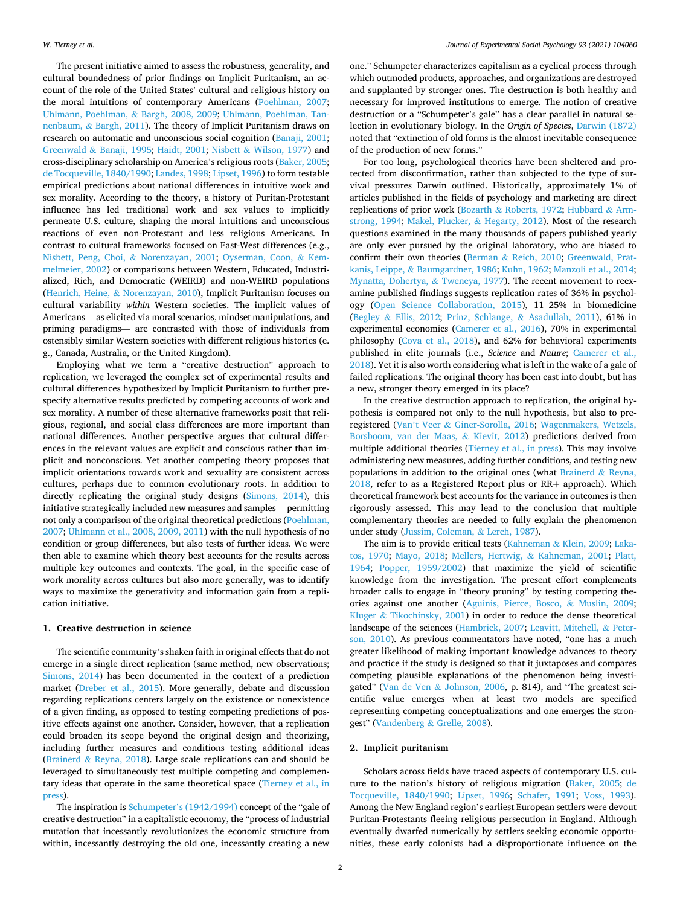The present initiative aimed to assess the robustness, generality, and cultural boundedness of prior findings on Implicit Puritanism, an account of the role of the United States' cultural and religious history on the moral intuitions of contemporary Americans (Poehlman, 2007; Uhlmann, Poehlman, & Bargh, 2008, 2009; Uhlmann, Poehlman, Tannenbaum, & Bargh, 2011). The theory of Implicit Puritanism draws on research on automatic and unconscious social cognition (Banaji, 2001; Greenwald & Banaji, 1995; Haidt, 2001; Nisbett & Wilson, 1977) and cross-disciplinary scholarship on America's religious roots (Baker, 2005; de Tocqueville, 1840/1990; Landes, 1998; Lipset, 1996) to form testable empirical predictions about national differences in intuitive work and sex morality. According to the theory, a history of Puritan-Protestant influence has led traditional work and sex values to implicitly permeate U.S. culture, shaping the moral intuitions and unconscious reactions of even non-Protestant and less religious Americans. In contrast to cultural frameworks focused on East-West differences (e.g., Nisbett, Peng, Choi, & Norenzayan, 2001; Oyserman, Coon, & Kemmelmeier, 2002) or comparisons between Western, Educated, Industrialized, Rich, and Democratic (WEIRD) and non-WEIRD populations (Henrich, Heine, & Norenzayan, 2010), Implicit Puritanism focuses on cultural variability *within* Western societies. The implicit values of Americans— as elicited via moral scenarios, mindset manipulations, and priming paradigms— are contrasted with those of individuals from ostensibly similar Western societies with different religious histories (e.g., Canada, Australia, or the United Kingdom).

Employing what we term a "creative destruction" approach to replication, we leveraged the complex set of experimental results and cultural differences hypothesized by Implicit Puritanism to further prespecify alternative results predicted by competing accounts of work and sex morality. A number of these alternative frameworks posit that religious, regional, and social class differences are more important than national differences. Another perspective argues that cultural differences in the relevant values are explicit and conscious rather than implicit and nonconscious. Yet another competing theory proposes that implicit orientations towards work and sexuality are consistent across cultures, perhaps due to common evolutionary roots. In addition to directly replicating the original study designs (Simons, 2014), this initiative strategically included new measures and samples— permitting not only a comparison of the original theoretical predictions (Poehlman, 2007; Uhlmann et al., 2008, 2009, 2011) with the null hypothesis of no condition or group differences, but also tests of further ideas. We were then able to examine which theory best accounts for the results across multiple key outcomes and contexts. The goal, in the specific case of work morality across cultures but also more generally, was to identify ways to maximize the generativity and information gain from a replication initiative.

## 1. Creative destruction in science

The scientific community's shaken faith in original effects that do not emerge in a single direct replication (same method, new observations; Simons, 2014) has been documented in the context of a prediction market (Dreber et al., 2015). More generally, debate and discussion regarding replications centers largely on the existence or nonexistence of a given finding, as opposed to testing competing predictions of positive effects against one another. Consider, however, that a replication could broaden its scope beyond the original design and theorizing, including further measures and conditions testing additional ideas (Brainerd & Reyna, 2018). Large scale replications can and should be leveraged to simultaneously test multiple competing and complementary ideas that operate in the same theoretical space (Tierney et al., in press).

The inspiration is Schumpeter's (1942/1994) concept of the "gale of creative destruction" in a capitalistic economy, the "process of industrial mutation that incessantly revolutionizes the economic structure from within, incessantly destroying the old one, incessantly creating a new one." Schumpeter characterizes capitalism as a cyclical process through which outmoded products, approaches, and organizations are destroyed and supplanted by stronger ones. The destruction is both healthy and necessary for improved institutions to emerge. The notion of creative destruction or a "Schumpeter's gale" has a clear parallel in natural selection in evolutionary biology. In the *Origin of Species*, Darwin (1872) noted that "extinction of old forms is the almost inevitable consequence of the production of new forms."

For too long, psychological theories have been sheltered and protected from disconfirmation, rather than subjected to the type of survival pressures Darwin outlined. Historically, approximately 1% of articles published in the fields of psychology and marketing are direct replications of prior work (Bozarth & Roberts, 1972; Hubbard & Armstrong, 1994; Makel, Plucker, & Hegarty, 2012). Most of the research questions examined in the many thousands of papers published yearly are only ever pursued by the original laboratory, who are biased to confirm their own theories (Berman & Reich, 2010; Greenwald, Pratkanis, Leippe, & Baumgardner, 1986; Kuhn, 1962; Manzoli et al., 2014; Mynatta, Dohertya, & Tweneya, 1977). The recent movement to reexamine published findings suggests replication rates of 36% in psychology (Open Science Collaboration, 2015), 11–25% in biomedicine (Begley & Ellis, 2012; Prinz, Schlange, & Asadullah, 2011), 61% in experimental economics (Camerer et al., 2016), 70% in experimental philosophy (Cova et al., 2018), and 62% for behavioral experiments published in elite journals (i.e., *Science* and *Nature*; Camerer et al., 2018). Yet it is also worth considering what is left in the wake of a gale of failed replications. The original theory has been cast into doubt, but has a new, stronger theory emerged in its place?

In the creative destruction approach to replication, the original hypothesis is compared not only to the null hypothesis, but also to preregistered (Van't Veer & Giner-Sorolla, 2016; Wagenmakers, Wetzels, Borsboom, van der Maas, & Kievit, 2012) predictions derived from multiple additional theories (Tierney et al., in press). This may involve administering new measures, adding further conditions, and testing new populations in addition to the original ones (what Brainerd & Reyna, 2018, refer to as a Registered Report plus or RR+ approach). Which theoretical framework best accounts for the variance in outcomes is then rigorously assessed. This may lead to the conclusion that multiple complementary theories are needed to fully explain the phenomenon under study (Jussim, Coleman, & Lerch, 1987).

The aim is to provide critical tests (Kahneman & Klein, 2009; Lakatos, 1970; Mayo, 2018; Mellers, Hertwig, & Kahneman, 2001; Platt, 1964; Popper, 1959/2002) that maximize the yield of scientific knowledge from the investigation. The present effort complements broader calls to engage in "theory pruning" by testing competing theories against one another (Aguinis, Pierce, Bosco, & Muslin, 2009; Kluger & Tikochinsky, 2001) in order to reduce the dense theoretical landscape of the sciences (Hambrick, 2007; Leavitt, Mitchell, & Peterson, 2010). As previous commentators have noted, "one has a much greater likelihood of making important knowledge advances to theory and practice if the study is designed so that it juxtaposes and compares competing plausible explanations of the phenomenon being investigated" (Van de Ven & Johnson, 2006, p. 814), and "The greatest scientific value emerges when at least two models are specified representing competing conceptualizations and one emerges the strongest" (Vandenberg & Grelle, 2008).

## 2. Implicit puritanism

Scholars across fields have traced aspects of contemporary U.S. culture to the nation's history of religious migration (Baker, 2005; de Tocqueville, 1840/1990; Lipset, 1996; Schafer, 1991; Voss, 1993). Among the New England region's earliest European settlers were devout Puritan-Protestants fleeing religious persecution in England. Although eventually dwarfed numerically by settlers seeking economic opportunities, these early colonists had a disproportionate influence on the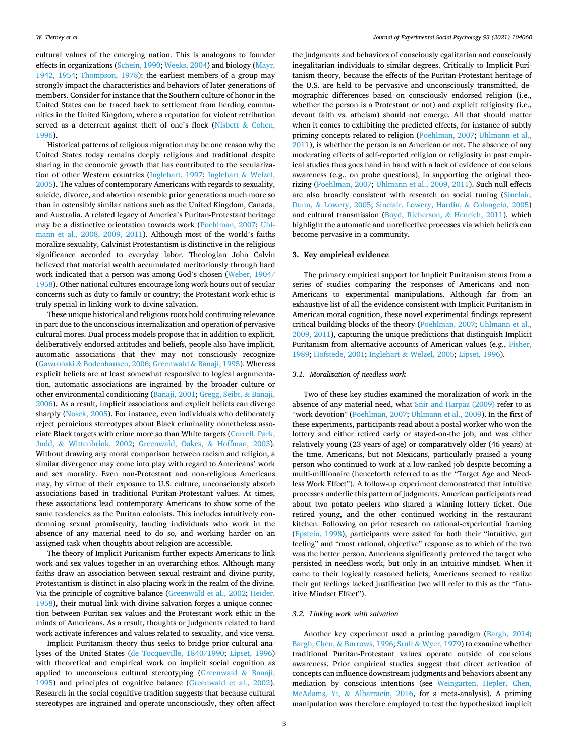cultural values of the emerging nation. This is analogous to founder effects in organizations (Schein, 1990; Weeks, 2004) and biology (Mayr, 1942, 1954; Thompson, 1978): the earliest members of a group may strongly impact the characteristics and behaviors of later generations of members. Consider for instance that the Southern culture of honor in the United States can be traced back to settlement from herding communities in the United Kingdom, where a reputation for violent retribution served as a deterrent against theft of one's flock (Nisbett & Cohen, 1996).

Historical patterns of religious migration may be one reason why the United States today remains deeply religious and traditional despite sharing in the economic growth that has contributed to the secularization of other Western countries (Inglehart, 1997; Inglehart & Welzel, 2005). The values of contemporary Americans with regards to sexuality, suicide, divorce, and abortion resemble prior generations much more so than in ostensibly similar nations such as the United Kingdom, Canada, and Australia. A related legacy of America's Puritan-Protestant heritage may be a distinctive orientation towards work (Poehlman, 2007; Uhlmann et al., 2008, 2009, 2011). Although most of the world's faiths moralize sexuality, Calvinist Protestantism is distinctive in the religious significance accorded to everyday labor. Theologian John Calvin believed that material wealth accumulated meritoriously through hard work indicated that a person was among God's chosen (Weber, 1904/1958). Other national cultures encourage long work hours out of secular concerns such as duty to family or country; the Protestant work ethic is truly special in linking work to divine salvation.

These unique historical and religious roots hold continuing relevance in part due to the unconscious internalization and operation of pervasive cultural mores. Dual process models propose that in addition to explicit, deliberatively endorsed attitudes and beliefs, people also have implicit, automatic associations that they may not consciously recognize (Gawronski & Bodenhausen, 2006; Greenwald & Banaji, 1995). Whereas explicit beliefs are at least somewhat responsive to logical argumentation, automatic associations are ingrained by the broader culture or other environmental conditioning (Banaji, 2001; Gregg, Seibt, & Banaji, 2006). As a result, implicit associations and explicit beliefs can diverge sharply (Nosek, 2005). For instance, even individuals who deliberately reject pernicious stereotypes about Black criminality nonetheless associate Black targets with crime more so than White targets (Correll, Park, Judd, & Wittenbrink, 2002; Greenwald, Oakes, & Hoffman, 2003). Without drawing any moral comparison between racism and religion, a similar divergence may come into play with regard to Americans' work and sex morality. Even non-Protestant and non-religious Americans may, by virtue of their exposure to U.S. culture, unconsciously absorb associations based in traditional Puritan-Protestant values. At times, these associations lead contemporary Americans to show some of the same tendencies as the Puritan colonists. This includes intuitively condemning sexual promiscuity, lauding individuals who work in the absence of any material need to do so, and working harder on an assigned task when thoughts about religion are accessible.

The theory of Implicit Puritanism further expects Americans to link work and sex values together in an overarching ethos. Although many faiths draw an association between sexual restraint and divine purity, Protestantism is distinct in also placing work in the realm of the divine. Via the principle of cognitive balance (Greenwald et al., 2002; Heider, 1958), their mutual link with divine salvation forges a unique connection between Puritan sex values and the Protestant work ethic in the minds of Americans. As a result, thoughts or judgments related to hard work activate inferences and values related to sexuality, and vice versa.

Implicit Puritanism theory thus seeks to bridge prior cultural analyses of the United States (de Tocqueville, 1840/1990; Lipset, 1996) with theoretical and empirical work on implicit social cognition as applied to unconscious cultural stereotyping (Greenwald & Banaji, 1995) and principles of cognitive balance (Greenwald et al., 2002). Research in the social cognitive tradition suggests that because cultural stereotypes are ingrained and operate unconsciously, they often affect the judgments and behaviors of consciously egalitarian and consciously inegalitarian individuals to similar degrees. Critically to Implicit Puritanism theory, because the effects of the Puritan-Protestant heritage of the U.S. are held to be pervasive and unconsciously transmitted, demographic differences based on consciously endorsed religion (i.e., whether the person is a Protestant or not) and explicit religiosity (i.e., devout faith vs. atheism) should not emerge. All that should matter when it comes to exhibiting the predicted effects, for instance of subtly priming concepts related to religion (Poehlman, 2007; Uhlmann et al., 2011), is whether the person is an American or not. The absence of any moderating effects of self-reported religion or religiosity in past empirical studies thus goes hand in hand with a lack of evidence of conscious awareness (e.g., on probe questions), in supporting the original theorizing (Poehlman, 2007; Uhlmann et al., 2009, 2011). Such null effects are also broadly consistent with research on social tuning (Sinclair, Dunn, & Lowery, 2005; Sinclair, Lowery, Hardin, & Colangelo, 2005) and cultural transmission (Boyd, Richerson, & Henrich, 2011), which highlight the automatic and unreflective processes via which beliefs can become pervasive in a community.

## 3. Key empirical evidence

The primary empirical support for Implicit Puritanism stems from a series of studies comparing the responses of Americans and non-Americans to experimental manipulations. Although far from an exhaustive list of all the evidence consistent with Implicit Puritanism in American moral cognition, these novel experimental findings represent critical building blocks of the theory (Poehlman, 2007; Uhlmann et al., 2009, 2011), capturing the unique predictions that distinguish Implicit Puritanism from alternative accounts of American values (e.g., Fisher, 1989; Hofstede, 2001; Inglehart & Welzel, 2005; Lipset, 1996).

### 3.1. Moralization of needless work

Two of these key studies examined the moralization of work in the absence of any material need, what Snir and Harpaz (2009) refer to as "work devotion" (Poehlman, 2007; Uhlmann et al., 2009). In the first of these experiments, participants read about a postal worker who won the lottery and either retired early or stayed-on-the job, and was either relatively young (23 years of age) or comparatively older (46 years) at the time. Americans, but not Mexicans, particularly praised a young person who continued to work at a low-ranked job despite becoming a multi-millionaire (henceforth referred to as the "Target Age and Needless Work Effect"). A follow-up experiment demonstrated that intuitive processes underlie this pattern of judgments. American participants read about two potato peelers who shared a winning lottery ticket. One retired young, and the other continued working in the restaurant kitchen. Following on prior research on rational-experiential framing (Epstein, 1998), participants were asked for both their "intuitive, gut feeling" and "most rational, objective" response as to which of the two was the better person. Americans significantly preferred the target who persisted in needless work, but only in an intuitive mindset. When it came to their logically reasoned beliefs, Americans seemed to realize their gut feelings lacked justification (we will refer to this as the "Intuitive Mindset Effect").

### 3.2. Linking work with salvation

Another key experiment used a priming paradigm (Bargh, 2014; Bargh, Chen, & Burrows, 1996; Srull & Wyer, 1979) to examine whether traditional Puritan-Protestant values operate outside of conscious awareness. Prior empirical studies suggest that direct activation of concepts can influence downstream judgments and behaviors absent any mediation by conscious intentions (see Weingarten, Hepler, Chen, McAdams, Yi, & Albarracín, 2016, for a meta-analysis). A priming manipulation was therefore employed to test the hypothesized implicit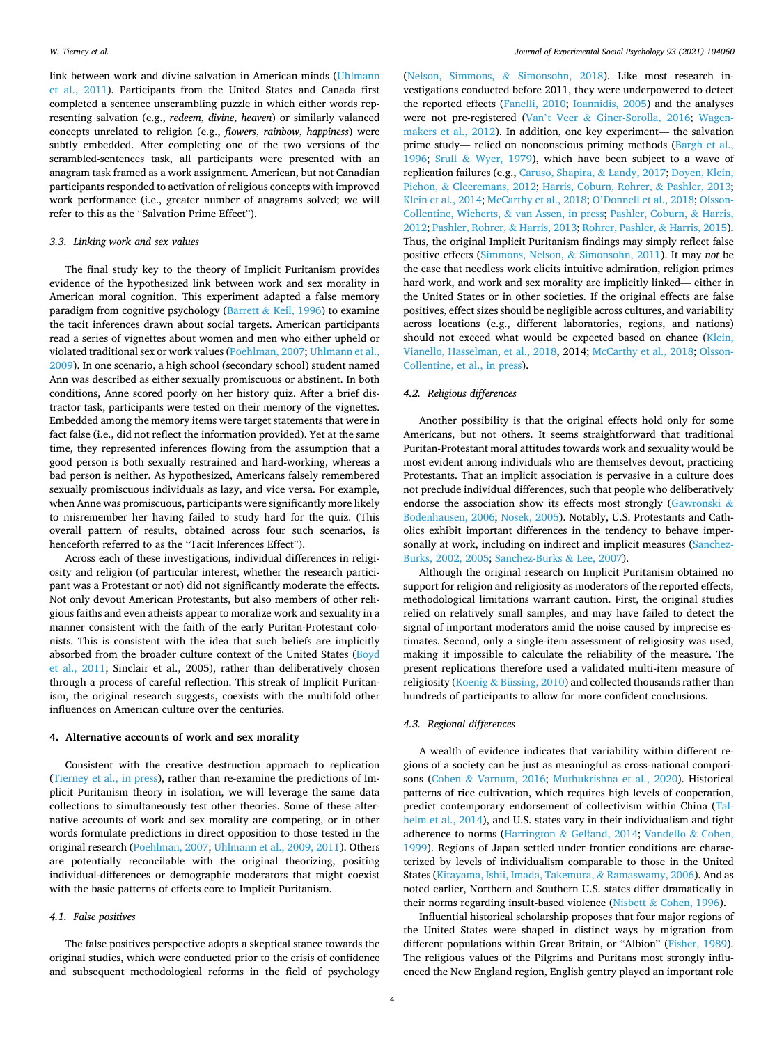link between work and divine salvation in American minds (Uhlmann et al., 2011). Participants from the United States and Canada first completed a sentence unscrambling puzzle in which either words representing salvation (e.g., *redeem*, *divine*, *heaven*) or similarly valanced concepts unrelated to religion (e.g., *flowers*, *rainbow*, *happiness*) were subtly embedded. After completing one of the two versions of the scrambled-sentences task, all participants were presented with an anagram task framed as a work assignment. American, but not Canadian participants responded to activation of religious concepts with improved work performance (i.e., greater number of anagrams solved; we will refer to this as the "Salvation Prime Effect").

### 3.3. Linking work and sex values

The final study key to the theory of Implicit Puritanism provides evidence of the hypothesized link between work and sex morality in American moral cognition. This experiment adapted a false memory paradigm from cognitive psychology (Barrett & Keil, 1996) to examine the tacit inferences drawn about social targets. American participants read a series of vignettes about women and men who either upheld or violated traditional sex or work values (Poehlman, 2007; Uhlmann et al., 2009). In one scenario, a high school (secondary school) student named Ann was described as either sexually promiscuous or abstinent. In both conditions, Anne scored poorly on her history quiz. After a brief distractor task, participants were tested on their memory of the vignettes. Embedded among the memory items were target statements that were in fact false (i.e., did not reflect the information provided). Yet at the same time, they represented inferences flowing from the assumption that a good person is both sexually restrained and hard-working, whereas a bad person is neither. As hypothesized, Americans falsely remembered sexually promiscuous individuals as lazy, and vice versa. For example, when Anne was promiscuous, participants were significantly more likely to misremember her having failed to study hard for the quiz. (This overall pattern of results, obtained across four such scenarios, is henceforth referred to as the "Tacit Inferences Effect").

Across each of these investigations, individual differences in religiosity and religion (of particular interest, whether the research participant was a Protestant or not) did not significantly moderate the effects. Not only devout American Protestants, but also members of other religious faiths and even atheists appear to moralize work and sexuality in a manner consistent with the faith of the early Puritan-Protestant colonists. This is consistent with the idea that such beliefs are implicitly absorbed from the broader culture context of the United States (Boyd et al., 2011; Sinclair et al., 2005), rather than deliberatively chosen through a process of careful reflection. This streak of Implicit Puritanism, the original research suggests, coexists with the multifold other influences on American culture over the centuries.

## 4. Alternative accounts of work and sex morality

Consistent with the creative destruction approach to replication (Tierney et al., in press), rather than re-examine the predictions of Implicit Puritanism theory in isolation, we will leverage the same data collections to simultaneously test other theories. Some of these alternative accounts of work and sex morality are competing, or in other words formulate predictions in direct opposition to those tested in the original research (Poehlman, 2007; Uhlmann et al., 2009, 2011). Others are potentially reconcilable with the original theorizing, positing individual-differences or demographic moderators that might coexist with the basic patterns of effects core to Implicit Puritanism.

### 4.1. False positives

The false positives perspective adopts a skeptical stance towards the original studies, which were conducted prior to the crisis of confidence and subsequent methodological reforms in the field of psychology (Nelson, Simmons, & Simonsohn, 2018). Like most research investigations conducted before 2011, they were underpowered to detect the reported effects (Fanelli, 2010; Ioannidis, 2005) and the analyses were not pre-registered (Van't Veer & Giner-Sorolla, 2016; Wagenmakers et al., 2012). In addition, one key experiment— the salvation prime study— relied on nonconscious priming methods (Bargh et al., 1996; Srull & Wyer, 1979), which have been subject to a wave of replication failures (e.g., Caruso, Shapira, & Landy, 2017; Doyen, Klein, Pichon, & Cleeremans, 2012; Harris, Coburn, Rohrer, & Pashler, 2013; Klein et al., 2014; McCarthy et al., 2018; O'Donnell et al., 2018; Olsson-Collentine, Wicherts, & van Assen, in press; Pashler, Coburn, & Harris, 2012; Pashler, Rohrer, & Harris, 2013; Rohrer, Pashler, & Harris, 2015). Thus, the original Implicit Puritanism findings may simply reflect false positive effects (Simmons, Nelson, & Simonsohn, 2011). It may *not* be the case that needless work elicits intuitive admiration, religion primes hard work, and work and sex morality are implicitly linked— either in the United States or in other societies. If the original effects are false positives, effect sizes should be negligible across cultures, and variability across locations (e.g., different laboratories, regions, and nations) should not exceed what would be expected based on chance (Klein, Vianello, Hasselman, et al., 2018, 2014; McCarthy et al., 2018; Olsson-Collentine, et al., in press).

### 4.2. Religious differences

Another possibility is that the original effects hold only for some Americans, but not others. It seems straightforward that traditional Puritan-Protestant moral attitudes towards work and sexuality would be most evident among individuals who are themselves devout, practicing Protestants. That an implicit association is pervasive in a culture does not preclude individual differences, such that people who deliberatively endorse the association show its effects most strongly (Gawronski & Bodenhausen, 2006; Nosek, 2005). Notably, U.S. Protestants and Catholics exhibit important differences in the tendency to behave impersonally at work, including on indirect and implicit measures (Sanchez-Burks, 2002, 2005; Sanchez-Burks & Lee, 2007).

Although the original research on Implicit Puritanism obtained no support for religion and religiosity as moderators of the reported effects, methodological limitations warrant caution. First, the original studies relied on relatively small samples, and may have failed to detect the signal of important moderators amid the noise caused by imprecise estimates. Second, only a single-item assessment of religiosity was used, making it impossible to calculate the reliability of the measure. The present replications therefore used a validated multi-item measure of religiosity (Koenig & Büssing, 2010) and collected thousands rather than hundreds of participants to allow for more confident conclusions.

### 4.3. Regional differences

A wealth of evidence indicates that variability within different regions of a society can be just as meaningful as cross-national comparisons (Cohen & Varnum, 2016; Muthukrishna et al., 2020). Historical patterns of rice cultivation, which requires high levels of cooperation, predict contemporary endorsement of collectivism within China (Talhelm et al., 2014), and U.S. states vary in their individualism and tight adherence to norms (Harrington & Gelfand, 2014; Vandello & Cohen, 1999). Regions of Japan settled under frontier conditions are characterized by levels of individualism comparable to those in the United States (Kitayama, Ishii, Imada, Takemura, & Ramaswamy, 2006). And as noted earlier, Northern and Southern U.S. states differ dramatically in their norms regarding insult-based violence (Nisbett & Cohen, 1996).

Influential historical scholarship proposes that four major regions of the United States were shaped in distinct ways by migration from different populations within Great Britain, or "Albion" (Fisher, 1989). The religious values of the Pilgrims and Puritans most strongly influenced the New England region, English gentry played an important role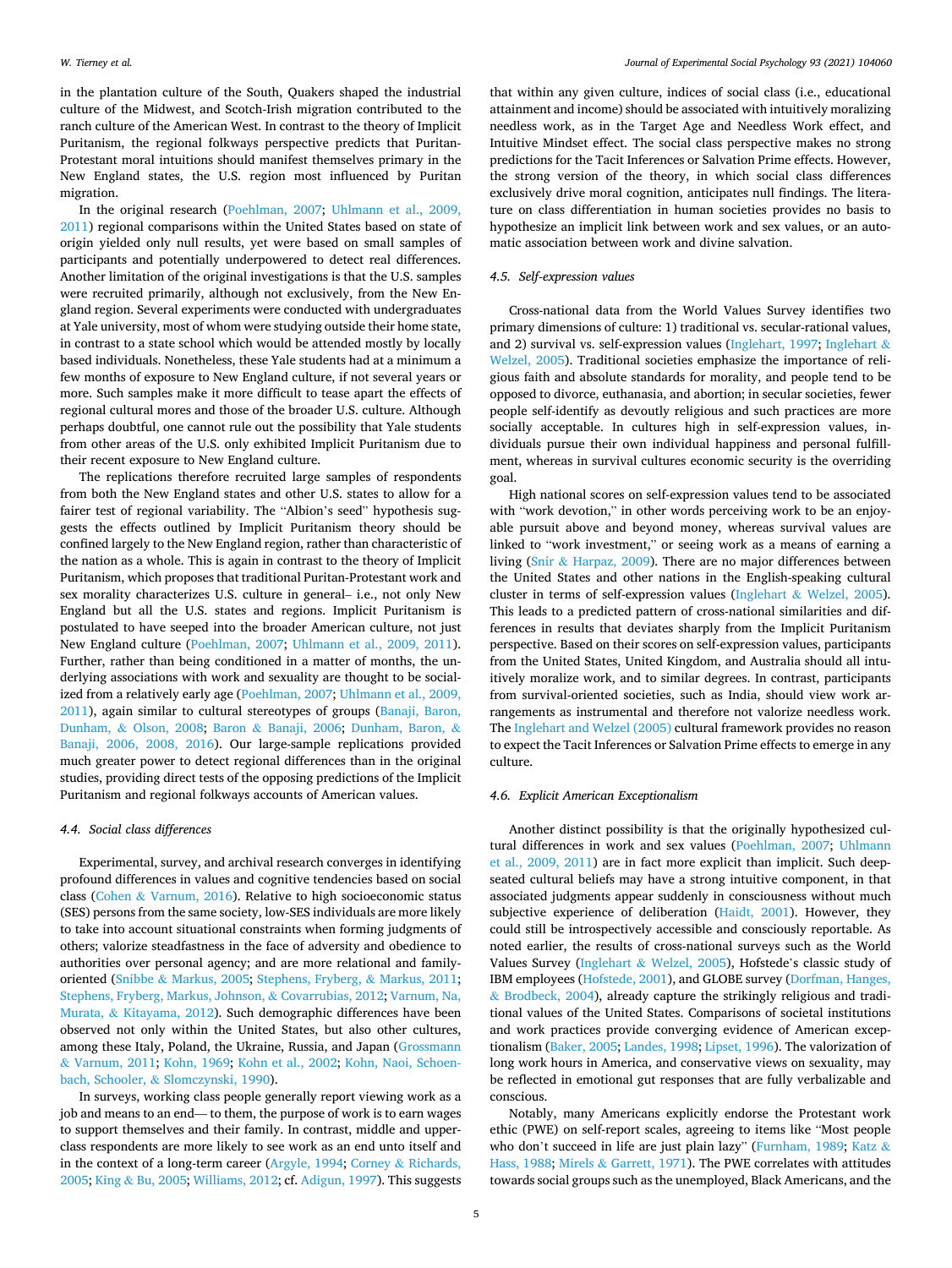in the plantation culture of the South, Quakers shaped the industrial culture of the Midwest, and Scotch-Irish migration contributed to the ranch culture of the American West. In contrast to the theory of Implicit Puritanism, the regional folkways perspective predicts that Puritan-Protestant moral intuitions should manifest themselves primary in the New England states, the U.S. region most influenced by Puritan migration.

In the original research (Poehlman, 2007; Uhlmann et al., 2009, 2011) regional comparisons within the United States based on state of origin yielded only null results, yet were based on small samples of participants and potentially underpowered to detect real differences. Another limitation of the original investigations is that the U.S. samples were recruited primarily, although not exclusively, from the New England region. Several experiments were conducted with undergraduates at Yale university, most of whom were studying outside their home state, in contrast to a state school which would be attended mostly by locally based individuals. Nonetheless, these Yale students had at a minimum a few months of exposure to New England culture, if not several years or more. Such samples make it more difficult to tease apart the effects of regional cultural mores and those of the broader U.S. culture. Although perhaps doubtful, one cannot rule out the possibility that Yale students from other areas of the U.S. only exhibited Implicit Puritanism due to their recent exposure to New England culture.

The replications therefore recruited large samples of respondents from both the New England states and other U.S. states to allow for a fairer test of regional variability. The "Albion's seed" hypothesis suggests the effects outlined by Implicit Puritanism theory should be confined largely to the New England region, rather than characteristic of the nation as a whole. This is again in contrast to the theory of Implicit Puritanism, which proposes that traditional Puritan-Protestant work and sex morality characterizes U.S. culture in general– i.e., not only New England but all the U.S. states and regions. Implicit Puritanism is postulated to have seeped into the broader American culture, not just New England culture (Poehlman, 2007; Uhlmann et al., 2009, 2011). Further, rather than being conditioned in a matter of months, the underlying associations with work and sexuality are thought to be socialized from a relatively early age (Poehlman, 2007; Uhlmann et al., 2009, 2011), again similar to cultural stereotypes of groups (Banaji, Baron, Dunham, & Olson, 2008; Baron & Banaji, 2006; Dunham, Baron, & Banaji, 2006, 2008, 2016). Our large-sample replications provided much greater power to detect regional differences than in the original studies, providing direct tests of the opposing predictions of the Implicit Puritanism and regional folkways accounts of American values.

### 4.4. Social class differences

Experimental, survey, and archival research converges in identifying profound differences in values and cognitive tendencies based on social class (Cohen & Varnum, 2016). Relative to high socioeconomic status (SES) persons from the same society, low-SES individuals are more likely to take into account situational constraints when forming judgments of others; valorize steadfastness in the face of adversity and obedience to authorities over personal agency; and are more relational and family-oriented (Snibbe & Markus, 2005; Stephens, Fryberg, & Markus, 2011; Stephens, Fryberg, Markus, Johnson, & Covarrubias, 2012; Varnum, Na, Murata, & Kitayama, 2012). Such demographic differences have been observed not only within the United States, but also other cultures, among these Italy, Poland, the Ukraine, Russia, and Japan (Grossmann & Varnum, 2011; Kohn, 1969; Kohn et al., 2002; Kohn, Naoi, Schoenbach, Schooler, & Slomczynski, 1990).

In surveys, working class people generally report viewing work as a job and means to an end— to them, the purpose of work is to earn wages to support themselves and their family. In contrast, middle and upper-class respondents are more likely to see work as an end unto itself and in the context of a long-term career (Argyle, 1994; Corney & Richards, 2005; King & Bu, 2005; Williams, 2012; cf. Adigun, 1997). This suggests that within any given culture, indices of social class (i.e., educational attainment and income) should be associated with intuitively moralizing needless work, as in the Target Age and Needless Work effect, and Intuitive Mindset effect. The social class perspective makes no strong predictions for the Tacit Inferences or Salvation Prime effects. However, the strong version of the theory, in which social class differences exclusively drive moral cognition, anticipates null findings. The literature on class differentiation in human societies provides no basis to hypothesize an implicit link between work and sex values, or an automatic association between work and divine salvation.

### 4.5. Self-expression values

Cross-national data from the World Values Survey identifies two primary dimensions of culture: 1) traditional vs. secular-rational values, and 2) survival vs. self-expression values (Inglehart, 1997; Inglehart & Welzel, 2005). Traditional societies emphasize the importance of religious faith and absolute standards for morality, and people tend to be opposed to divorce, euthanasia, and abortion; in secular societies, fewer people self-identify as devoutly religious and such practices are more socially acceptable. In cultures high in self-expression values, individuals pursue their own individual happiness and personal fulfillment, whereas in survival cultures economic security is the overriding goal.

High national scores on self-expression values tend to be associated with "work devotion," in other words perceiving work to be an enjoyable pursuit above and beyond money, whereas survival values are linked to "work investment," or seeing work as a means of earning a living (Snir & Harpaz, 2009). There are no major differences between the United States and other nations in the English-speaking cultural cluster in terms of self-expression values (Inglehart & Welzel, 2005). This leads to a predicted pattern of cross-national similarities and differences in results that deviates sharply from the Implicit Puritanism perspective. Based on their scores on self-expression values, participants from the United States, United Kingdom, and Australia should all intuitively moralize work, and to similar degrees. In contrast, participants from survival-oriented societies, such as India, should view work arrangements as instrumental and therefore not valorize needless work. The Inglehart and Welzel (2005) cultural framework provides no reason to expect the Tacit Inferences or Salvation Prime effects to emerge in any culture.

### 4.6. Explicit American Exceptionalism

Another distinct possibility is that the originally hypothesized cultural differences in work and sex values (Poehlman, 2007; Uhlmann et al., 2009, 2011) are in fact more explicit than implicit. Such deep-seated cultural beliefs may have a strong intuitive component, in that associated judgments appear suddenly in consciousness without much subjective experience of deliberation (Haidt, 2001). However, they could still be introspectively accessible and consciously reportable. As noted earlier, the results of cross-national surveys such as the World Values Survey (Inglehart & Welzel, 2005), Hofstede's classic study of IBM employees (Hofstede, 2001), and GLOBE survey (Dorfman, Hanges, & Brodbeck, 2004), already capture the strikingly religious and traditional values of the United States. Comparisons of societal institutions and work practices provide converging evidence of American exceptionalism (Baker, 2005; Landes, 1998; Lipset, 1996). The valorization of long work hours in America, and conservative views on sexuality, may be reflected in emotional gut responses that are fully verbalizable and conscious.

Notably, many Americans explicitly endorse the Protestant work ethic (PWE) on self-report scales, agreeing to items like "Most people who don't succeed in life are just plain lazy" (Furnham, 1989; Katz & Hass, 1988; Mirels & Garrett, 1971). The PWE correlates with attitudes towards social groups such as the unemployed, Black Americans, and the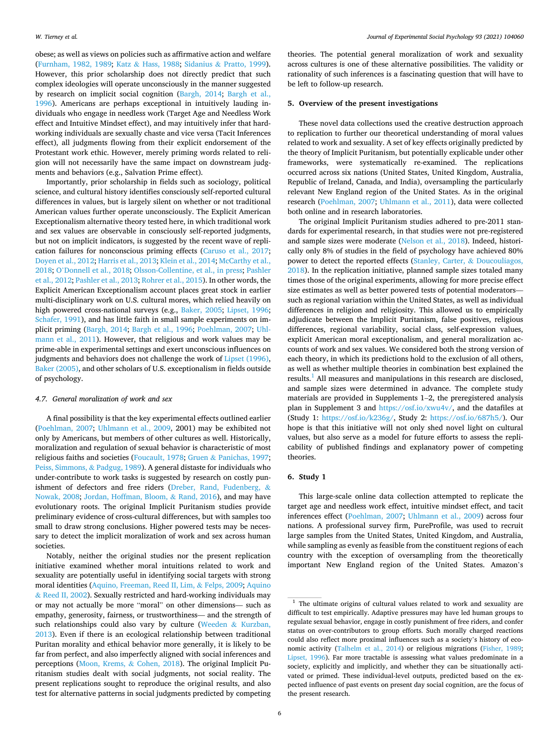obese; as well as views on policies such as affirmative action and welfare (Furnham, 1982, 1989; Katz & Hass, 1988; Sidanius & Pratto, 1999). However, this prior scholarship does not directly predict that such complex ideologies will operate unconsciously in the manner suggested by research on implicit social cognition (Bargh, 2014; Bargh et al., 1996). Americans are perhaps exceptional in intuitively lauding individuals who engage in needless work (Target Age and Needless Work effect and Intuitive Mindset effect), and may intuitively infer that hard-working individuals are sexually chaste and vice versa (Tacit Inferences effect), all judgments flowing from their explicit endorsement of the Protestant work ethic. However, merely priming words related to religion will not necessarily have the same impact on downstream judgments and behaviors (e.g., Salvation Prime effect).

Importantly, prior scholarship in fields such as sociology, political science, and cultural history identifies consciously self-reported cultural differences in values, but is largely silent on whether or not traditional American values further operate unconsciously. The Explicit American Exceptionalism alternative theory tested here, in which traditional work and sex values are observable in consciously self-reported judgments, but not on implicit indicators, is suggested by the recent wave of replication failures for nonconscious priming effects (Caruso et al., 2017; Doyen et al., 2012; Harris et al., 2013; Klein et al., 2014; McCarthy et al., 2018; O'Donnell et al., 2018; Olsson-Collentine, et al., in press; Pashler et al., 2012; Pashler et al., 2013; Rohrer et al., 2015). In other words, the Explicit American Exceptionalism account places great stock in earlier multi-disciplinary work on U.S. cultural mores, which relied heavily on high powered cross-national surveys (e.g., Baker, 2005; Lipset, 1996; Schafer, 1991), and has little faith in small sample experiments on implicit priming (Bargh, 2014; Bargh et al., 1996; Poehlman, 2007; Uhlmann et al., 2011). However, that religious and work values may be prime-able in experimental settings and exert unconscious influences on judgments and behaviors does not challenge the work of Lipset (1996), Baker (2005), and other scholars of U.S. exceptionalism in fields outside of psychology.

### 4.7. General moralization of work and sex

A final possibility is that the key experimental effects outlined earlier (Poehlman, 2007; Uhlmann et al., 2009, 2001) may be exhibited not only by Americans, but members of other cultures as well. Historically, moralization and regulation of sexual behavior is characteristic of most religious faiths and societies (Foucault, 1978; Gruen & Panichas, 1997; Peiss, Simmons, & Padgug, 1989). A general distaste for individuals who under-contribute to work tasks is suggested by research on costly punishment of defectors and free riders (Dreber, Rand, Fudenberg, & Nowak, 2008; Jordan, Hoffman, Bloom, & Rand, 2016), and may have evolutionary roots. The original Implicit Puritanism studies provide preliminary evidence of cross-cultural differences, but with samples too small to draw strong conclusions. Higher powered tests may be necessary to detect the implicit moralization of work and sex across human societies.

Notably, neither the original studies nor the present replication initiative examined whether moral intuitions related to work and sexuality are potentially useful in identifying social targets with strong moral identities (Aquino, Freeman, Reed II, Lim, & Felps, 2009; Aquino & Reed II, 2002). Sexually restricted and hard-working individuals may or may not actually be more "moral" on other dimensions— such as empathy, generosity, fairness, or trustworthiness— and the strength of such relationships could also vary by culture (Weeden & Kurzban, 2013). Even if there is an ecological relationship between traditional Puritan morality and ethical behavior more generally, it is likely to be far from perfect, and also imperfectly aligned with social inferences and perceptions (Moon, Krems, & Cohen, 2018). The original Implicit Puritanism studies dealt with social judgments, not social reality. The present replications sought to reproduce the original results, and also test for alternative patterns in social judgments predicted by competing theories. The potential general moralization of work and sexuality across cultures is one of these alternative possibilities. The validity or rationality of such inferences is a fascinating question that will have to be left to follow-up research.

## 5. Overview of the present investigations

These novel data collections used the creative destruction approach to replication to further our theoretical understanding of moral values related to work and sexuality. A set of key effects originally predicted by the theory of Implicit Puritanism, but potentially explicable under other frameworks, were systematically re-examined. The replications occurred across six nations (United States, United Kingdom, Australia, Republic of Ireland, Canada, and India), oversampling the particularly relevant New England region of the United States. As in the original research (Poehlman, 2007; Uhlmann et al., 2011), data were collected both online and in research laboratories.

The original Implicit Puritanism studies adhered to pre-2011 standards for experimental research, in that studies were not pre-registered and sample sizes were moderate (Nelson et al., 2018). Indeed, historically only 8% of studies in the field of psychology have achieved 80% power to detect the reported effects (Stanley, Carter, & Doucouliagos, 2018). In the replication initiative, planned sample sizes totaled many times those of the original experiments, allowing for more precise effect size estimates as well as better powered tests of potential moderators—such as regional variation within the United States, as well as individual differences in religion and religiosity. This allowed us to empirically adjudicate between the Implicit Puritanism, false positives, religious differences, regional variability, social class, self-expression values, explicit American moral exceptionalism, and general moralization accounts of work and sex values. We considered both the strong version of each theory, in which its predictions hold to the exclusion of all others, as well as whether multiple theories in combination best explained the results.[1] All measures and manipulations in this research are disclosed, and sample sizes were determined in advance. The complete study materials are provided in Supplements 1–2, the preregistered analysis plan in Supplement 3 and https://osf.io/xwu4v/, and the datafiles at (Study 1: https://osf.io/k236g/, Study 2: https://osf.io/687h5/). Our hope is that this initiative will not only shed novel light on cultural values, but also serve as a model for future efforts to assess the replicability of published findings and explanatory power of competing theories.

## 6. Study 1

This large-scale online data collection attempted to replicate the target age and needless work effect, intuitive mindset effect, and tacit inferences effect (Poehlman, 2007; Uhlmann et al., 2009) across four nations. A professional survey firm, PureProfile, was used to recruit large samples from the United States, United Kingdom, and Australia, while sampling as evenly as feasible from the constituent regions of each country with the exception of oversampling from the theoretically important New England region of the United States. Amazon's

[1] The ultimate origins of cultural values related to work and sexuality are difficult to test empirically. Adaptive pressures may have led human groups to regulate sexual behavior, engage in costly punishment of free riders, and confer status on over-contributors to group efforts. Such morally charged reactions could also reflect more proximal influences such as a society's history of economic activity (Talhelm et al., 2014) or religious migrations (Fisher, 1989; Lipset, 1996). Far more tractable is assessing what values predominate in a society, explicitly and implicitly, and whether they can be situationally activated or primed. These individual-level outputs, predicted based on the expected influence of past events on present day social cognition, are the focus of the present research.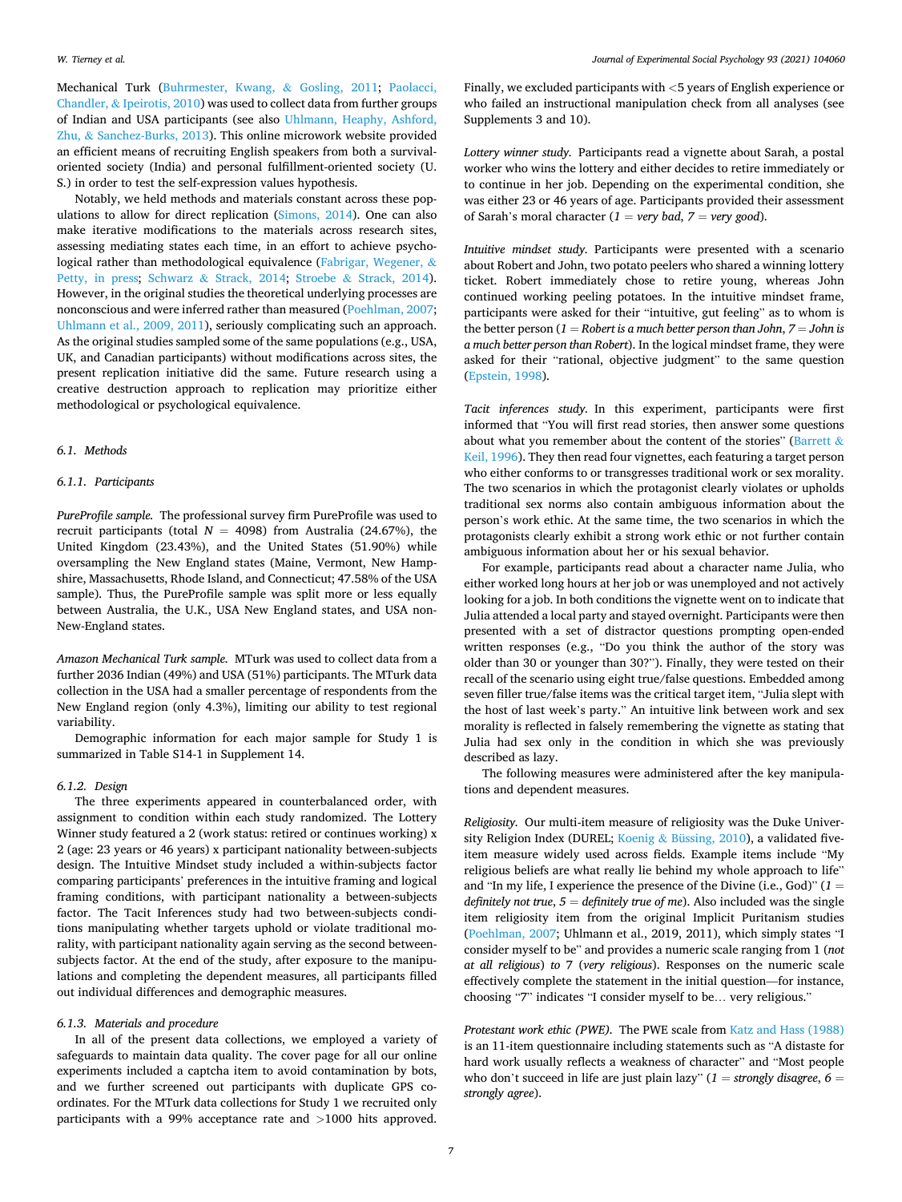Mechanical Turk (Buhrmester, Kwang, & Gosling, 2011; Paolacci, Chandler, & Ipeirotis, 2010) was used to collect data from further groups of Indian and USA participants (see also Uhlmann, Heaphy, Ashford, Zhu, & Sanchez-Burks, 2013). This online microwork website provided an efficient means of recruiting English speakers from both a survival-oriented society (India) and personal fulfillment-oriented society (U.S.) in order to test the self-expression values hypothesis.

Notably, we held methods and materials constant across these populations to allow for direct replication (Simons, 2014). One can also make iterative modifications to the materials across research sites, assessing mediating states each time, in an effort to achieve psychological rather than methodological equivalence (Fabrigar, Wegener, & Petty, in press; Schwarz & Strack, 2014; Stroebe & Strack, 2014). However, in the original studies the theoretical underlying processes are nonconscious and were inferred rather than measured (Poehlman, 2007; Uhlmann et al., 2009, 2011), seriously complicating such an approach. As the original studies sampled some of the same populations (e.g., USA, UK, and Canadian participants) without modifications across sites, the present replication initiative did the same. Future research using a creative destruction approach to replication may prioritize either methodological or psychological equivalence.

### 6.1. Methods

#### 6.1.1. Participants

*PureProfile sample.* The professional survey firm PureProfile was used to recruit participants (total $N = 4098$) from Australia (24.67%), the United Kingdom (23.43%), and the United States (51.90%) while oversampling the New England states (Maine, Vermont, New Hampshire, Massachusetts, Rhode Island, and Connecticut; 47.58% of the USA sample). Thus, the PureProfile sample was split more or less equally between Australia, the U.K., USA New England states, and USA non-New-England states.

*Amazon Mechanical Turk sample.* MTurk was used to collect data from a further 2036 Indian (49%) and USA (51%) participants. The MTurk data collection in the USA had a smaller percentage of respondents from the New England region (only 4.3%), limiting our ability to test regional variability.

Demographic information for each major sample for Study 1 is summarized in Table S14-1 in Supplement 14.

#### 6.1.2. Design

The three experiments appeared in counterbalanced order, with assignment to condition within each study randomized. The Lottery Winner study featured a 2 (work status: retired or continues working) x 2 (age: 23 years or 46 years) x participant nationality between-subjects design. The Intuitive Mindset study included a within-subjects factor comparing participants' preferences in the intuitive framing and logical framing conditions, with participant nationality a between-subjects factor. The Tacit Inferences study had two between-subjects conditions manipulating whether targets uphold or violate traditional morality, with participant nationality again serving as the second between-subjects factor. At the end of the study, after exposure to the manipulations and completing the dependent measures, all participants filled out individual differences and demographic measures.

#### 6.1.3. Materials and procedure

In all of the present data collections, we employed a variety of safeguards to maintain data quality. The cover page for all our online experiments included a captcha item to avoid contamination by bots, and we further screened out participants with duplicate GPS coordinates. For the MTurk data collections for Study 1 we recruited only participants with a 99% acceptance rate and >1000 hits approved. Finally, we excluded participants with <5 years of English experience or who failed an instructional manipulation check from all analyses (see Supplements 3 and 10).

*Lottery winner study.* Participants read a vignette about Sarah, a postal worker who wins the lottery and either decides to retire immediately or to continue in her job. Depending on the experimental condition, she was either 23 or 46 years of age. Participants provided their assessment of Sarah's moral character (*1 = very bad, 7 = very good*).

*Intuitive mindset study.* Participants were presented with a scenario about Robert and John, two potato peelers who shared a winning lottery ticket. Robert immediately chose to retire young, whereas John continued working peeling potatoes. In the intuitive mindset frame, participants were asked for their "intuitive, gut feeling" as to whom is the better person (*1 = Robert is a much better person than John, 7 = John is a much better person than Robert*). In the logical mindset frame, they were asked for their "rational, objective judgment" to the same question (Epstein, 1998).

*Tacit inferences study.* In this experiment, participants were first informed that "You will first read stories, then answer some questions about what you remember about the content of the stories" (Barrett & Keil, 1996). They then read four vignettes, each featuring a target person who either conforms to or transgresses traditional work or sex morality. The two scenarios in which the protagonist clearly violates or upholds traditional sex norms also contain ambiguous information about the person's work ethic. At the same time, the two scenarios in which the protagonists clearly exhibit a strong work ethic or not further contain ambiguous information about her or his sexual behavior.

For example, participants read about a character name Julia, who either worked long hours at her job or was unemployed and not actively looking for a job. In both conditions the vignette went on to indicate that Julia attended a local party and stayed overnight. Participants were then presented with a set of distractor questions prompting open-ended written responses (e.g., "Do you think the author of the story was older than 30 or younger than 30?"). Finally, they were tested on their recall of the scenario using eight true/false questions. Embedded among seven filler true/false items was the critical target item, "Julia slept with the host of last week's party." An intuitive link between work and sex morality is reflected in falsely remembering the vignette as stating that Julia had sex only in the condition in which she was previously described as lazy.

The following measures were administered after the key manipulations and dependent measures.

*Religiosity.* Our multi-item measure of religiosity was the Duke University Religion Index (DUREL; Koenig & Büssing, 2010), a validated five-item measure widely used across fields. Example items include "My religious beliefs are what really lie behind my whole approach to life" and "In my life, I experience the presence of the Divine (i.e., God)" (*1 = definitely not true, 5 = definitely true of me*). Also included was the single item religiosity item from the original Implicit Puritanism studies (Poehlman, 2007; Uhlmann et al., 2019, 2011), which simply states "I consider myself to be" and provides a numeric scale ranging from 1 (*not at all religious*) *to* 7 (*very religious*). Responses on the numeric scale effectively complete the statement in the initial question—for instance, choosing "7" indicates "I consider myself to be… very religious."

*Protestant work ethic (PWE).* The PWE scale from Katz and Hass (1988) is an 11-item questionnaire including statements such as "A distaste for hard work usually reflects a weakness of character" and "Most people who don't succeed in life are just plain lazy" (*1 = strongly disagree, 6 = strongly agree*).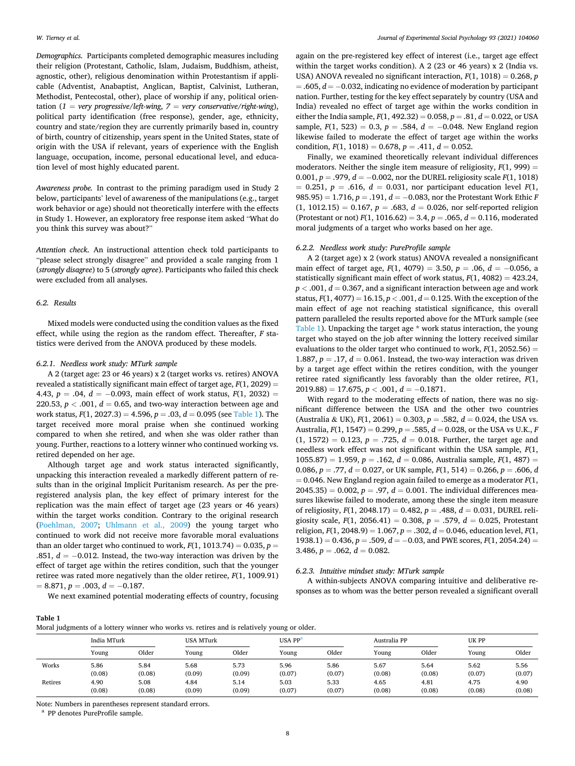*Demographics.* Participants completed demographic measures including their religion (Protestant, Catholic, Islam, Judaism, Buddhism, atheist, agnostic, other), religious denomination within Protestantism if applicable (Adventist, Anabaptist, Anglican, Baptist, Calvinist, Lutheran, Methodist, Pentecostal, other), place of worship if any, political orientation (*1* = *very progressive/left-wing*, *7* = *very conservative/right-wing*), political party identification (free response), gender, age, ethnicity, country and state/region they are currently primarily based in, country of birth, country of citizenship, years spent in the United States, state of origin with the USA if relevant, years of experience with the English language, occupation, income, personal educational level, and education level of most highly educated parent.

*Awareness probe.* In contrast to the priming paradigm used in Study 2 below, participants' level of awareness of the manipulations (e.g., target work behavior or age) should not theoretically interfere with the effects in Study 1. However, an exploratory free response item asked "What do you think this survey was about?"

*Attention check.* An instructional attention check told participants to "please select strongly disagree" and provided a scale ranging from 1 (*strongly disagree*) to 5 (*strongly agree*). Participants who failed this check were excluded from all analyses.

## 6.2. Results

Mixed models were conducted using the condition values as the fixed effect, while using the region as the random effect. Thereafter, *F* statistics were derived from the ANOVA produced by these models.

### 6.2.1. Needless work study: MTurk sample

A 2 (target age: 23 or 46 years) x 2 (target works vs. retires) ANOVA revealed a statistically significant main effect of target age, $F(1, 2029) = 4.43$, $p = .04$, $d = -0.093$, main effect of work status, $F(1, 2032) = 220.53$, $p < .001$, $d = 0.65$, and two-way interaction between age and work status, $F(1, 2027.3) = 4.596$, $p = .03$, $d = 0.095$ (see Table 1). The target received more moral praise when she continued working compared to when she retired, and when she was older rather than young. Further, reactions to a lottery winner who continued working vs. retired depended on her age.

Although target age and work status interacted significantly, unpacking this interaction revealed a markedly different pattern of results than in the original Implicit Puritanism research. As per the pre-registered analysis plan, the key effect of primary interest for the replication was the main effect of target age (23 years or 46 years) within the target works condition. Contrary to the original research (Poehlman, 2007; Uhlmann et al., 2009) the young target who continued to work did not receive more favorable moral evaluations than an older target who continued to work, $F(1, 1013.74) = 0.035$, $p = .851$, $d = -0.012$. Instead, the two-way interaction was driven by the effect of target age within the retires condition, such that the younger retiree was rated more negatively than the older retiree, $F(1, 1009.91) = 8.871$, $p = .003$, $d = -0.187$.

We next examined potential moderating effects of country, focusing again on the pre-registered key effect of interest (i.e., target age effect within the target works condition). A 2 (23 or 46 years) x 2 (India vs. USA) ANOVA revealed no significant interaction, $F(1, 1018) = 0.268$, $p = .605$, $d = -0.032$, indicating no evidence of moderation by participant nation. Further, testing for the key effect separately by country (USA and India) revealed no effect of target age within the works condition in either the India sample, $F(1, 492.32) = 0.058$, $p = .81$, $d = 0.022$, or USA sample, $F(1, 523) = 0.3$, $p = .584$, $d = -0.048$. New England region likewise failed to moderate the effect of target age within the works condition, $F(1, 1018) = 0.678$, $p = .411$, $d = 0.052$.

Finally, we examined theoretically relevant individual differences moderators. Neither the single item measure of religiosity, $F(1, 999) = 0.001$, $p = .979$, $d = -0.002$, nor the DUREL religiosity scale $F(1, 1018) = 0.251$, $p = .616$, $d = 0.031$, nor participant education level $F(1, 985.95) = 1.716$, $p = .191$, $d = -0.083$, nor the Protestant Work Ethic $F(1, 1012.15) = 0.167$, $p = .683$, $d = 0.026$, nor self-reported religion (Protestant or not) $F(1, 1016.62) = 3.4$, $p = .065$, $d = 0.116$, moderated moral judgments of a target who works based on her age.

### 6.2.2. Needless work study: PureProfile sample

A 2 (target age) x 2 (work status) ANOVA revealed a nonsignificant main effect of target age, $F(1, 4079) = 3.50$, $p = .06$, $d = -0.056$, a statistically significant main effect of work status, $F(1, 4082) = 423.24$, $p < .001$, $d = 0.367$, and a significant interaction between age and work status, $F(1, 4077) = 16.15$, $p < .001$, $d = 0.125$. With the exception of the main effect of age not reaching statistical significance, this overall pattern paralleled the results reported above for the MTurk sample (see Table 1). Unpacking the target age * work status interaction, the young target who stayed on the job after winning the lottery received similar evaluations to the older target who continued to work, $F(1, 2052.56) = 1.887$, $p = .17$, $d = 0.061$. Instead, the two-way interaction was driven by a target age effect within the retires condition, with the younger retiree rated significantly less favorably than the older retiree, $F(1, 2019.88) = 17.675$, $p < .001$, $d = -0.1871$.

With regard to the moderating effects of nation, there was no significant difference between the USA and the other two countries (Australia & UK), $F(1, 2061) = 0.303$, $p = .582$, $d = 0.024$, the USA vs. Australia, $F(1, 1547) = 0.299$, $p = .585$, $d = 0.028$, or the USA vs U.K., $F(1, 1572) = 0.123$, $p = .725$, $d = 0.018$. Further, the target age and needless work effect was not significant within the USA sample, $F(1, 1055.87) = 1.959$, $p = .162$, $d = 0.086$, Australia sample, $F(1, 487) = 0.086$, $p = .77$, $d = 0.027$, or UK sample, $F(1, 514) = 0.266$, $p = .606$, $d = 0.046$. New England region again failed to emerge as a moderator $F(1, 2045.35) = 0.002$, $p = .97$, $d = 0.001$. The individual differences measures likewise failed to moderate, among these the single item measure of religiosity, $F(1, 2048.17) = 0.482$, $p = .488$, $d = 0.031$, DUREL religiosity scale, $F(1, 2056.41) = 0.308$, $p = .579$, $d = 0.025$, Protestant religion, $F(1, 2048.9) = 1.067$, $p = .302$, $d = 0.046$, education level, $F(1, 1938.1) = 0.436$, $p = .509$, $d = -0.03$, and PWE scores, $F(1, 2054.24) = 3.486$, $p = .062$, $d = 0.082$.

### 6.2.3. Intuitive mindset study: MTurk sample

A within-subjects ANOVA comparing intuitive and deliberative responses as to whom was the better person revealed a significant overall

**Table 1**
Moral judgments of a lottery winner who works vs. retires and is relatively young or older.

| | India MTurk | | USA MTurk | | USA PP[a] | | Australia PP | | UK PP | |
|---|---|---|---|---|---|---|---|---|---|---|
| | Young | Older | Young | Older | Young | Older | Young | Older | Young | Older |
| Works | 5.86 (0.08) | 5.84 (0.08) | 5.68 (0.09) | 5.73 (0.09) | 5.96 (0.07) | 5.86 (0.07) | 5.67 (0.08) | 5.64 (0.08) | 5.62 (0.07) | 5.56 (0.07) |
| Retires | 4.90 (0.08) | 5.08 (0.08) | 4.84 (0.09) | 5.14 (0.09) | 5.03 (0.07) | 5.33 (0.07) | 4.65 (0.08) | 4.81 (0.08) | 4.75 (0.08) | 4.90 (0.08) |

Note: Numbers in parentheses represent standard errors.
[a] PP denotes PureProfile sample.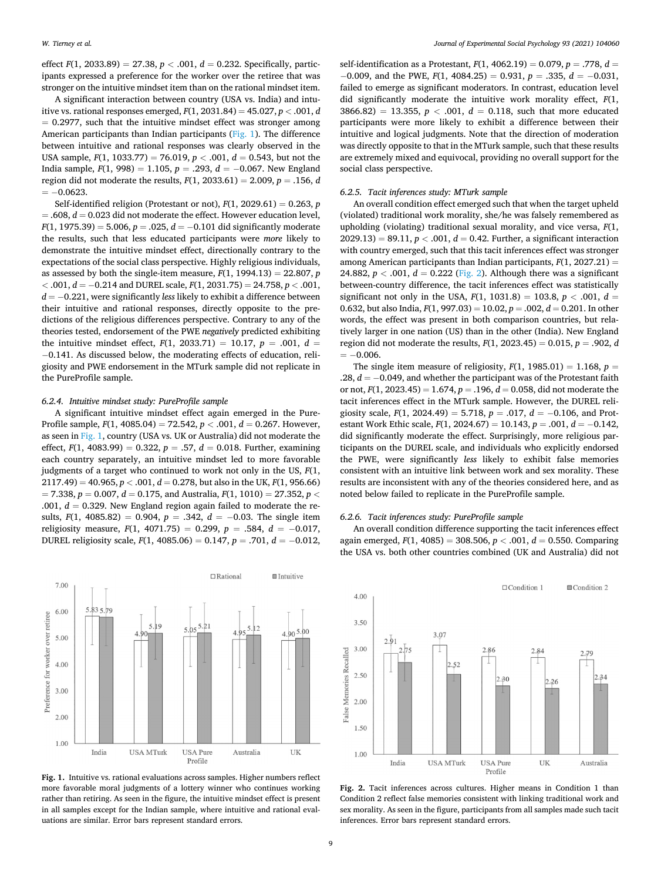effect $F(1, 2033.89) = 27.38$, $p < .001$, $d = 0.232$. Specifically, participants expressed a preference for the worker over the retiree that was stronger on the intuitive mindset item than on the rational mindset item.

A significant interaction between country (USA vs. India) and intuitive vs. rational responses emerged, $F(1, 2031.84) = 45.027$, $p < .001$, $d = 0.2977$, such that the intuitive mindset effect was stronger among American participants than Indian participants (Fig. 1). The difference between intuitive and rational responses was clearly observed in the USA sample, $F(1, 1033.77) = 76.019$, $p < .001$, $d = 0.543$, but not the India sample, $F(1, 998) = 1.105$, $p = .293$, $d = -0.067$. New England region did not moderate the results, $F(1, 2033.61) = 2.009$, $p = .156$, $d = -0.0623$.

Self-identified religion (Protestant or not), $F(1, 2029.61) = 0.263$, $p = .608$, $d = 0.023$ did not moderate the effect. However education level, $F(1, 1975.39) = 5.006$, $p = .025$, $d = -0.101$ did significantly moderate the results, such that less educated participants were *more* likely to demonstrate the intuitive mindset effect, directionally contrary to the expectations of the social class perspective. Highly religious individuals, as assessed by both the single-item measure, $F(1, 1994.13) = 22.807$, $p < .001$, $d = -0.214$ and DUREL scale, $F(1, 2031.75) = 24.758$, $p < .001$, $d = -0.221$, were significantly *less* likely to exhibit a difference between their intuitive and rational responses, directly opposite to the predictions of the religious differences perspective. Contrary to any of the theories tested, endorsement of the PWE *negatively* predicted exhibiting the intuitive mindset effect, $F(1, 2033.71) = 10.17$, $p = .001$, $d = -0.141$. As discussed below, the moderating effects of education, religiosity and PWE endorsement in the MTurk sample did not replicate in the PureProfile sample.

#### 6.2.4. Intuitive mindset study: PureProfile sample

A significant intuitive mindset effect again emerged in the PureProfile sample, $F(1, 4085.04) = 72.542$, $p < .001$, $d = 0.267$. However, as seen in Fig. 1, country (USA vs. UK or Australia) did not moderate the effect, $F(1, 4083.99) = 0.322$, $p = .57$, $d = 0.018$. Further, examining each country separately, an intuitive mindset led to more favorable judgments of a target who continued to work not only in the US, $F(1, 2117.49) = 40.965$, $p < .001$, $d = 0.278$, but also in the UK, $F(1, 956.66) = 7.338$, $p = 0.007$, $d = 0.175$, and Australia, $F(1, 1010) = 27.352$, $p < .001$, $d = 0.329$. New England region again failed to moderate the results, $F(1, 4085.82) = 0.904$, $p = .342$, $d = -0.03$. The single item religiosity measure, $F(1, 4071.75) = 0.299$, $p = .584$, $d = -0.017$, DUREL religiosity scale, $F(1, 4085.06) = 0.147$, $p = .701$, $d = -0.012$, self-identification as a Protestant, $F(1, 4062.19) = 0.079$, $p = .778$, $d = -0.009$, and the PWE, $F(1, 4084.25) = 0.931$, $p = .335$, $d = -0.031$, failed to emerge as significant moderators. In contrast, education level did significantly moderate the intuitive work morality effect, $F(1, 3866.82) = 13.355$, $p < .001$, $d = 0.118$, such that more educated participants were more likely to exhibit a difference between their intuitive and logical judgments. Note that the direction of moderation was directly opposite to that in the MTurk sample, such that these results are extremely mixed and equivocal, providing no overall support for the social class perspective.

#### 6.2.5. Tacit inferences study: MTurk sample

An overall condition effect emerged such that when the target upheld (violated) traditional work morality, she/he was falsely remembered as upholding (violating) traditional sexual morality, and vice versa, $F(1, 2029.13) = 89.11$, $p < .001$, $d = 0.42$. In addition, a significant interaction with country emerged, such that this tacit inferences effect was stronger among American participants than Indian participants, $F(1, 2027.21) = 24.882$, $p < .001$, $d = 0.222$ (Fig. 2). Although there was a significant between-country difference, the tacit inferences effect was statistically significant not only in the USA, $F(1, 1031.8) = 103.8$, $p < .001$, $d = 0.632$, but also India, $F(1, 997.03) = 10.02$, $p = .002$, $d = 0.201$. In other words, the effect was present in both comparison countries, but relatively larger in one nation (US) than in the other (India). New England region did not moderate the results, $F(1, 2023.45) = 0.015$, $p = .902$, $d = -0.006$.

The single item measure of religiosity, $F(1, 1985.01) = 1.168$, $p = .28$, $d = -0.049$, and whether the participant was of the Protestant faith or not, $F(1, 2023.45) = 1.674$, $p = .196$, $d = 0.058$, did not moderate the tacit inferences effect in the MTurk sample. However, the DUREL religiosity scale, $F(1, 2024.49) = 5.718$, $p = .017$, $d = -0.106$, and Protestant Work Ethic scale, $F(1, 2024.67) = 10.143$, $p = .001$, $d = -0.142$, did significantly moderate the effect. Surprisingly, more religious participants on the DUREL scale, and individuals who explicitly endorsed the PWE, were significantly *less* likely to exhibit false memories consistent with an intuitive link between work and sex morality. These results are inconsistent with any of the theories considered here, and as noted below failed to replicate in the PureProfile sample.

#### 6.2.6. Tacit inferences study: PureProfile sample

An overall condition difference supporting the tacit inferences effect again emerged, $F(1, 4085) = 308.506$, $p < .001$, $d = 0.550$. Comparing the USA vs. both other countries combined (UK and Australia) did not

**Fig. 1.** Intuitive vs. rational evaluations across samples. Higher numbers reflect more favorable moral judgments of a lottery winner who continues working rather than retiring. As seen in the figure, the intuitive mindset effect is present in all samples except for the Indian sample, where intuitive and rational evaluations are similar. Error bars represent standard errors.

**Fig. 2.** Tacit inferences across cultures. Higher means in Condition 1 than Condition 2 reflect false memories consistent with linking traditional work and sex morality. As seen in the figure, participants from all samples made such tacit inferences. Error bars represent standard errors.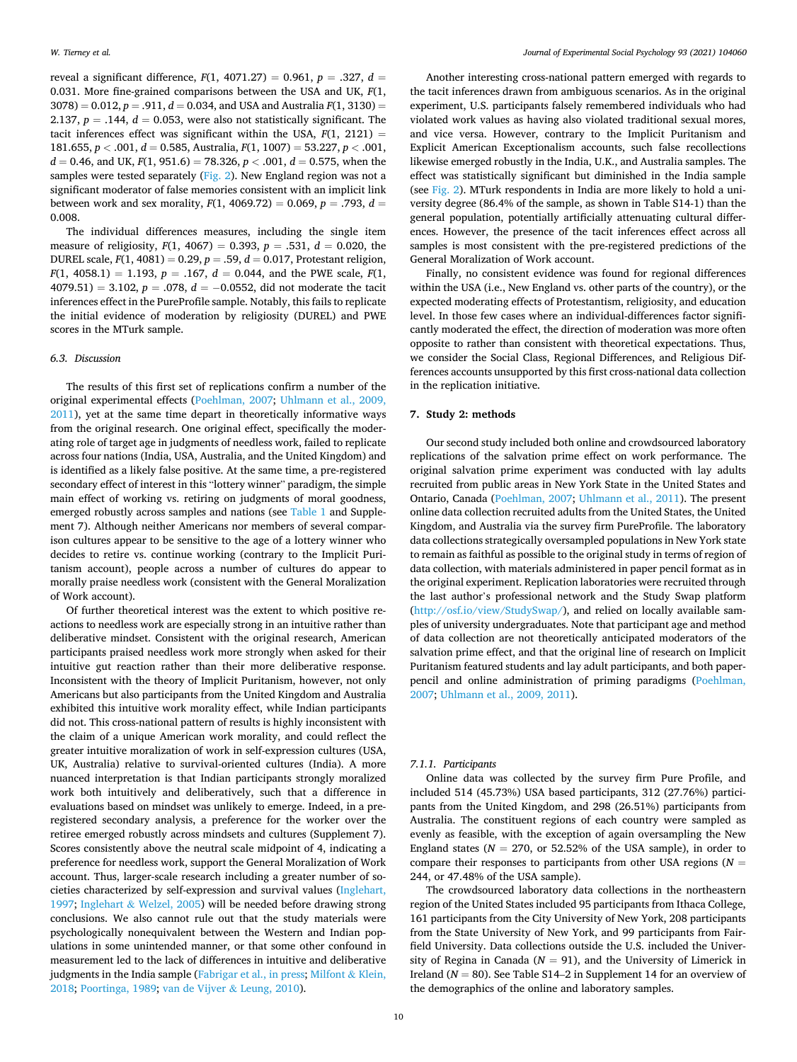reveal a significant difference, $F(1, 4071.27) = 0.961$, $p = .327$, $d = 0.031$. More fine-grained comparisons between the USA and UK, $F(1, 3078) = 0.012$, $p = .911$, $d = 0.034$, and USA and Australia $F(1, 3130) = 2.137$, $p = .144$, $d = 0.053$, were also not statistically significant. The tacit inferences effect was significant within the USA, $F(1, 2121) = 181.655$, $p < .001$, $d = 0.585$, Australia, $F(1, 1007) = 53.227$, $p < .001$, $d = 0.46$, and UK, $F(1, 951.6) = 78.326$, $p < .001$, $d = 0.575$, when the samples were tested separately (Fig. 2). New England region was not a significant moderator of false memories consistent with an implicit link between work and sex morality, $F(1, 4069.72) = 0.069$, $p = .793$, $d = 0.008$.

The individual differences measures, including the single item measure of religiosity, $F(1, 4067) = 0.393$, $p = .531$, $d = 0.020$, the DUREL scale, $F(1, 4081) = 0.29$, $p = .59$, $d = 0.017$, Protestant religion, $F(1, 4058.1) = 1.193$, $p = .167$, $d = 0.044$, and the PWE scale, $F(1, 4079.51) = 3.102$, $p = .078$, $d = -0.0552$, did not moderate the tacit inferences effect in the PureProfile sample. Notably, this fails to replicate the initial evidence of moderation by religiosity (DUREL) and PWE scores in the MTurk sample.

### 6.3. Discussion

The results of this first set of replications confirm a number of the original experimental effects (Poehlman, 2007; Uhlmann et al., 2009, 2011), yet at the same time depart in theoretically informative ways from the original research. One original effect, specifically the moderating role of target age in judgments of needless work, failed to replicate across four nations (India, USA, Australia, and the United Kingdom) and is identified as a likely false positive. At the same time, a pre-registered secondary effect of interest in this "lottery winner" paradigm, the simple main effect of working vs. retiring on judgments of moral goodness, emerged robustly across samples and nations (see Table 1 and Supplement 7). Although neither Americans nor members of several comparison cultures appear to be sensitive to the age of a lottery winner who decides to retire vs. continue working (contrary to the Implicit Puritanism account), people across a number of cultures do appear to morally praise needless work (consistent with the General Moralization of Work account).

Of further theoretical interest was the extent to which positive reactions to needless work are especially strong in an intuitive rather than deliberative mindset. Consistent with the original research, American participants praised needless work more strongly when asked for their intuitive gut reaction rather than their more deliberative response. Inconsistent with the theory of Implicit Puritanism, however, not only Americans but also participants from the United Kingdom and Australia exhibited this intuitive work morality effect, while Indian participants did not. This cross-national pattern of results is highly inconsistent with the claim of a unique American work morality, and could reflect the greater intuitive moralization of work in self-expression cultures (USA, UK, Australia) relative to survival-oriented cultures (India). A more nuanced interpretation is that Indian participants strongly moralized work both intuitively and deliberatively, such that a difference in evaluations based on mindset was unlikely to emerge. Indeed, in a pre-registered secondary analysis, a preference for the worker over the retiree emerged robustly across mindsets and cultures (Supplement 7). Scores consistently above the neutral scale midpoint of 4, indicating a preference for needless work, support the General Moralization of Work account. Thus, larger-scale research including a greater number of societies characterized by self-expression and survival values (Inglehart, 1997; Inglehart & Welzel, 2005) will be needed before drawing strong conclusions. We also cannot rule out that the study materials were psychologically nonequivalent between the Western and Indian populations in some unintended manner, or that some other confound in measurement led to the lack of differences in intuitive and deliberative judgments in the India sample (Fabrigar et al., in press; Milfont & Klein, 2018; Poortinga, 1989; van de Vijver & Leung, 2010).

Another interesting cross-national pattern emerged with regards to the tacit inferences drawn from ambiguous scenarios. As in the original experiment, U.S. participants falsely remembered individuals who had violated work values as having also violated traditional sexual mores, and vice versa. However, contrary to the Implicit Puritanism and Explicit American Exceptionalism accounts, such false recollections likewise emerged robustly in the India, U.K., and Australia samples. The effect was statistically significant but diminished in the India sample (see Fig. 2). MTurk respondents in India are more likely to hold a university degree (86.4% of the sample, as shown in Table S14-1) than the general population, potentially artificially attenuating cultural differences. However, the presence of the tacit inferences effect across all samples is most consistent with the pre-registered predictions of the General Moralization of Work account.

Finally, no consistent evidence was found for regional differences within the USA (i.e., New England vs. other parts of the country), or the expected moderating effects of Protestantism, religiosity, and education level. In those few cases where an individual-differences factor significantly moderated the effect, the direction of moderation was more often opposite to rather than consistent with theoretical expectations. Thus, we consider the Social Class, Regional Differences, and Religious Differences accounts unsupported by this first cross-national data collection in the replication initiative.

## 7. Study 2: methods

Our second study included both online and crowdsourced laboratory replications of the salvation prime effect on work performance. The original salvation prime experiment was conducted with lay adults recruited from public areas in New York State in the United States and Ontario, Canada (Poehlman, 2007; Uhlmann et al., 2011). The present online data collection recruited adults from the United States, the United Kingdom, and Australia via the survey firm PureProfile. The laboratory data collections strategically oversampled populations in New York state to remain as faithful as possible to the original study in terms of region of data collection, with materials administered in paper pencil format as in the original experiment. Replication laboratories were recruited through the last author's professional network and the Study Swap platform (http://osf.io/view/StudySwap/), and relied on locally available samples of university undergraduates. Note that participant age and method of data collection are not theoretically anticipated moderators of the salvation prime effect, and that the original line of research on Implicit Puritanism featured students and lay adult participants, and both paper-pencil and online administration of priming paradigms (Poehlman, 2007; Uhlmann et al., 2009, 2011).

#### 7.1.1. Participants

Online data was collected by the survey firm Pure Profile, and included 514 (45.73%) USA based participants, 312 (27.76%) participants from the United Kingdom, and 298 (26.51%) participants from Australia. The constituent regions of each country were sampled as evenly as feasible, with the exception of again oversampling the New England states ($N = 270$, or 52.52% of the USA sample), in order to compare their responses to participants from other USA regions ($N = 244$, or 47.48% of the USA sample).

The crowdsourced laboratory data collections in the northeastern region of the United States included 95 participants from Ithaca College, 161 participants from the City University of New York, 208 participants from the State University of New York, and 99 participants from Fairfield University. Data collections outside the U.S. included the University of Regina in Canada ($N = 91$), and the University of Limerick in Ireland ($N = 80$). See Table S14–2 in Supplement 14 for an overview of the demographics of the online and laboratory samples.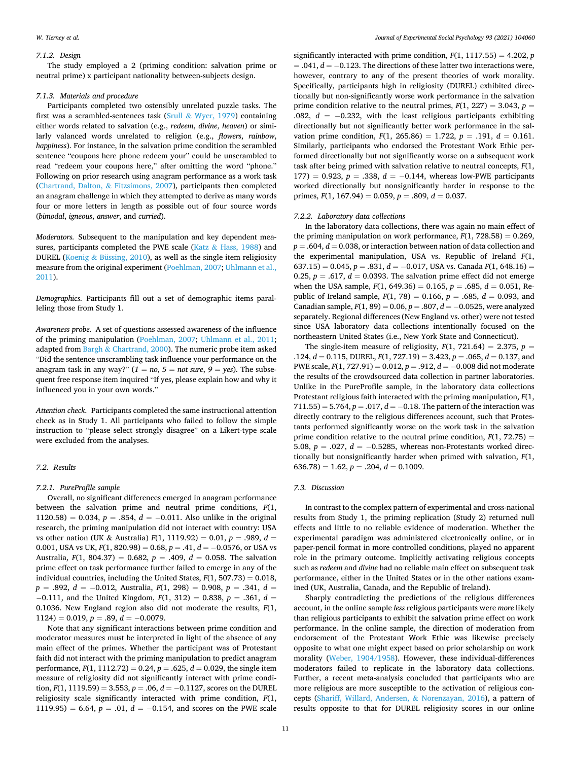#### 7.1.2. Design

The study employed a 2 (priming condition: salvation prime or neutral prime) x participant nationality between-subjects design.

#### 7.1.3. Materials and procedure

Participants completed two ostensibly unrelated puzzle tasks. The first was a scrambled-sentences task (Srull & Wyer, 1979) containing either words related to salvation (e.g., *redeem*, *divine*, *heaven*) or similarly valanced words unrelated to religion (e.g., *flowers*, *rainbow*, *happiness*). For instance, in the salvation prime condition the scrambled sentence "coupons here phone redeem your" could be unscrambled to read "redeem your coupons here," after omitting the word "phone." Following on prior research using anagram performance as a work task (Chartrand, Dalton, & Fitzsimons, 2007), participants then completed an anagram challenge in which they attempted to derive as many words four or more letters in length as possible out of four source words (*bimodal*, *igneous*, *answer*, and *curried*).

*Moderators.* Subsequent to the manipulation and key dependent measures, participants completed the PWE scale (Katz & Hass, 1988) and DUREL (Koenig & Büssing, 2010), as well as the single item religiosity measure from the original experiment (Poehlman, 2007; Uhlmann et al., 2011).

*Demographics.* Participants fill out a set of demographic items paralleling those from Study 1.

*Awareness probe.* A set of questions assessed awareness of the influence of the priming manipulation (Poehlman, 2007; Uhlmann et al., 2011; adapted from Bargh & Chartrand, 2000). The numeric probe item asked "Did the sentence unscrambling task influence your performance on the anagram task in any way?" (*1 = no*, *5 = not sure*, *9 = yes*). The subsequent free response item inquired "If yes, please explain how and why it influenced you in your own words."

*Attention check.* Participants completed the same instructional attention check as in Study 1. All participants who failed to follow the simple instruction to "please select strongly disagree" on a Likert-type scale were excluded from the analyses.

### 7.2. Results

#### 7.2.1. PureProfile sample

Overall, no significant differences emerged in anagram performance between the salvation prime and neutral prime conditions, $F(1, 1120.58) = 0.034$, $p = .854$, $d = -0.011$. Also unlike in the original research, the priming manipulation did not interact with country: USA vs other nation (UK & Australia) $F(1, 1119.92) = 0.01$, $p = .989$, $d = 0.001$, USA vs UK, $F(1, 820.98) = 0.68$, $p = .41$, $d = -0.0576$, or USA vs Australia, $F(1, 804.37) = 0.682$, $p = .409$, $d = 0.058$. The salvation prime effect on task performance further failed to emerge in any of the individual countries, including the United States, $F(1, 507.73) = 0.018$, $p = .892$, $d = -0.012$, Australia, $F(1, 298) = 0.908$, $p = .341$, $d = -0.111$, and the United Kingdom, $F(1, 312) = 0.838$, $p = .338$, $d = 0.1036$. New England region also did not moderate the results, $F(1, 1124) = 0.019$, $p = .89$, $d = -0.0079$.

Note that any significant interactions between prime condition and moderator measures must be interpreted in light of the absence of any main effect of the primes. Whether the participant was of Protestant faith did not interact with the priming manipulation to predict anagram performance, $F(1, 1112.72) = 0.24$, $p = .625$, $d = 0.029$, the single item measure of religiosity did not significantly interact with prime condition, $F(1, 1119.59) = 3.553$, $p = .06$, $d = -0.1127$, scores on the DUREL religiosity scale significantly interacted with prime condition, $F(1, 1119.95) = 6.64$, $p = .01$, $d = -0.154$, and scores on the PWE scale significantly interacted with prime condition, $F(1, 1117.55) = 4.202$, $p = .041$, $d = -0.123$. The directions of these latter two interactions were, however, contrary to any of the present theories of work morality. Specifically, participants high in religiosity (DUREL) exhibited directionally but non-significantly worse work performance in the salvation prime condition relative to the neutral primes, $F(1, 227) = 3.043$, $p = .082$, $d = -0.232$, with the least religious participants exhibiting directionally but not significantly better work performance in the salvation prime condition, $F(1, 265.86) = 1.722$, $p = .191$, $d = 0.161$. Similarly, participants who endorsed the Protestant Work Ethic performed directionally but not significantly worse on a subsequent work task after being primed with salvation relative to neutral concepts, $F(1, 177) = 0.923$, $p = .338$, $d = -0.144$, whereas low-PWE participants worked directionally but nonsignificantly harder in response to the primes, $F(1, 167.94) = 0.059$, $p = .809$, $d = 0.037$.

#### 7.2.2. Laboratory data collections

In the laboratory data collections, there was again no main effect of the priming manipulation on work performance, $F(1, 728.58) = 0.269$, $p = .604$, $d = 0.038$, or interaction between nation of data collection and the experimental manipulation, USA vs. Republic of Ireland $F(1, 637.15) = 0.045$, $p = .831$, $d = -0.017$, USA vs. Canada $F(1, 648.16) = 0.25$, $p = .617$, $d = 0.0393$. The salvation prime effect did not emerge when the USA sample, $F(1, 649.36) = 0.165$, $p = .685$, $d = 0.051$, Republic of Ireland sample, $F(1, 78) = 0.166$, $p = .685$, $d = 0.093$, and Canadian sample, $F(1, 89) = 0.06$, $p = .807$, $d = -0.0525$, were analyzed separately. Regional differences (New England vs. other) were not tested since USA laboratory data collections intentionally focused on the northeastern United States (i.e., New York State and Connecticut).

The single-item measure of religiosity, $F(1, 721.64) = 2.375$, $p = .124$, $d = 0.115$, DUREL, $F(1, 727.19) = 3.423$, $p = .065$, $d = 0.137$, and PWE scale, $F(1, 727.91) = 0.012$, $p = .912$, $d = -0.008$ did not moderate the results of the crowdsourced data collection in partner laboratories. Unlike in the PureProfile sample, in the laboratory data collections Protestant religious faith interacted with the priming manipulation, $F(1, 711.55) = 5.764$, $p = .017$, $d = -0.18$. The pattern of the interaction was directly contrary to the religious differences account, such that Protestants performed significantly worse on the work task in the salvation prime condition relative to the neutral prime condition, $F(1, 72.75) = 5.08$, $p = .027$, $d = -0.5285$, whereas non-Protestants worked directionally but nonsignificantly harder when primed with salvation, $F(1, 636.78) = 1.62$, $p = .204$, $d = 0.1009$.

### 7.3. Discussion

In contrast to the complex pattern of experimental and cross-national results from Study 1, the priming replication (Study 2) returned null effects and little to no reliable evidence of moderation. Whether the experimental paradigm was administered electronically online, or in paper-pencil format in more controlled conditions, played no apparent role in the primary outcome. Implicitly activating religious concepts such as *redeem* and *divine* had no reliable main effect on subsequent task performance, either in the United States or in the other nations examined (UK, Australia, Canada, and the Republic of Ireland).

Sharply contradicting the predictions of the religious differences account, in the online sample *less* religious participants were *more* likely than religious participants to exhibit the salvation prime effect on work performance. In the online sample, the direction of moderation from endorsement of the Protestant Work Ethic was likewise precisely opposite to what one might expect based on prior scholarship on work morality (Weber, 1904/1958). However, these individual-differences moderators failed to replicate in the laboratory data collections. Further, a recent meta-analysis concluded that participants who are more religious are more susceptible to the activation of religious concepts (Shariff, Willard, Andersen, & Norenzayan, 2016), a pattern of results opposite to that for DUREL religiosity scores in our online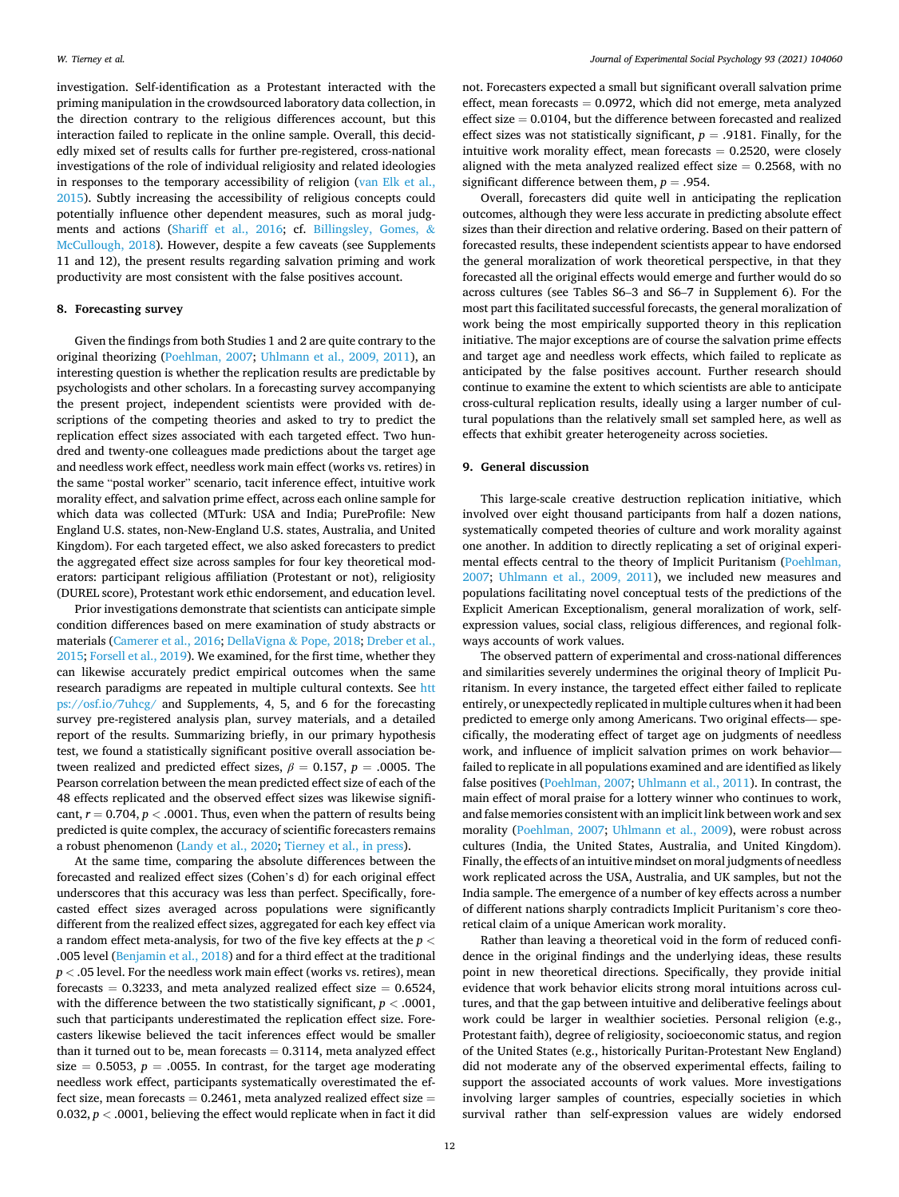investigation. Self-identification as a Protestant interacted with the priming manipulation in the crowdsourced laboratory data collection, in the direction contrary to the religious differences account, but this interaction failed to replicate in the online sample. Overall, this decidedly mixed set of results calls for further pre-registered, cross-national investigations of the role of individual religiosity and related ideologies in responses to the temporary accessibility of religion (van Elk et al., 2015). Subtly increasing the accessibility of religious concepts could potentially influence other dependent measures, such as moral judgments and actions (Shariff et al., 2016; cf. Billingsley, Gomes, & McCullough, 2018). However, despite a few caveats (see Supplements 11 and 12), the present results regarding salvation priming and work productivity are most consistent with the false positives account.

## 8. Forecasting survey

Given the findings from both Studies 1 and 2 are quite contrary to the original theorizing (Poehlman, 2007; Uhlmann et al., 2009, 2011), an interesting question is whether the replication results are predictable by psychologists and other scholars. In a forecasting survey accompanying the present project, independent scientists were provided with descriptions of the competing theories and asked to try to predict the replication effect sizes associated with each targeted effect. Two hundred and twenty-one colleagues made predictions about the target age and needless work effect, needless work main effect (works vs. retires) in the same "postal worker" scenario, tacit inference effect, intuitive work morality effect, and salvation prime effect, across each online sample for which data was collected (MTurk: USA and India; PureProfile: New England U.S. states, non-New-England U.S. states, Australia, and United Kingdom). For each targeted effect, we also asked forecasters to predict the aggregated effect size across samples for four key theoretical moderators: participant religious affiliation (Protestant or not), religiosity (DUREL score), Protestant work ethic endorsement, and education level.

Prior investigations demonstrate that scientists can anticipate simple condition differences based on mere examination of study abstracts or materials (Camerer et al., 2016; DellaVigna & Pope, 2018; Dreber et al., 2015; Forsell et al., 2019). We examined, for the first time, whether they can likewise accurately predict empirical outcomes when the same research paradigms are repeated in multiple cultural contexts. See https://osf.io/7uhcg/ and Supplements, 4, 5, and 6 for the forecasting survey pre-registered analysis plan, survey materials, and a detailed report of the results. Summarizing briefly, in our primary hypothesis test, we found a statistically significant positive overall association between realized and predicted effect sizes, $\beta = 0.157$, $p = .0005$. The Pearson correlation between the mean predicted effect size of each of the 48 effects replicated and the observed effect sizes was likewise significant, $r = 0.704$, $p < .0001$. Thus, even when the pattern of results being predicted is quite complex, the accuracy of scientific forecasters remains a robust phenomenon (Landy et al., 2020; Tierney et al., in press).

At the same time, comparing the absolute differences between the forecasted and realized effect sizes (Cohen's d) for each original effect underscores that this accuracy was less than perfect. Specifically, forecasted effect sizes averaged across populations were significantly different from the realized effect sizes, aggregated for each key effect via a random effect meta-analysis, for two of the five key effects at the $p < .005$ level (Benjamin et al., 2018) and for a third effect at the traditional $p < .05$ level. For the needless work main effect (works vs. retires), mean forecasts = 0.3233, and meta analyzed realized effect size = 0.6524, with the difference between the two statistically significant, $p < .0001$, such that participants underestimated the replication effect size. Forecasters likewise believed the tacit inferences effect would be smaller than it turned out to be, mean forecasts = 0.3114, meta analyzed effect size = 0.5053, $p = .0055$. In contrast, for the target age moderating needless work effect, participants systematically overestimated the effect size, mean forecasts = 0.2461, meta analyzed realized effect size = 0.032, $p < .0001$, believing the effect would replicate when in fact it did not. Forecasters expected a small but significant overall salvation prime effect, mean forecasts = 0.0972, which did not emerge, meta analyzed effect size = 0.0104, but the difference between forecasted and realized effect sizes was not statistically significant, $p = .9181$. Finally, for the intuitive work morality effect, mean forecasts = 0.2520, were closely aligned with the meta analyzed realized effect size = 0.2568, with no significant difference between them, $p = .954$.

Overall, forecasters did quite well in anticipating the replication outcomes, although they were less accurate in predicting absolute effect sizes than their direction and relative ordering. Based on their pattern of forecasted results, these independent scientists appear to have endorsed the general moralization of work theoretical perspective, in that they forecasted all the original effects would emerge and further would do so across cultures (see Tables S6–3 and S6–7 in Supplement 6). For the most part this facilitated successful forecasts, the general moralization of work being the most empirically supported theory in this replication initiative. The major exceptions are of course the salvation prime effects and target age and needless work effects, which failed to replicate as anticipated by the false positives account. Further research should continue to examine the extent to which scientists are able to anticipate cross-cultural replication results, ideally using a larger number of cultural populations than the relatively small set sampled here, as well as effects that exhibit greater heterogeneity across societies.

## 9. General discussion

This large-scale creative destruction replication initiative, which involved over eight thousand participants from half a dozen nations, systematically competed theories of culture and work morality against one another. In addition to directly replicating a set of original experimental effects central to the theory of Implicit Puritanism (Poehlman, 2007; Uhlmann et al., 2009, 2011), we included new measures and populations facilitating novel conceptual tests of the predictions of the Explicit American Exceptionalism, general moralization of work, self-expression values, social class, religious differences, and regional folkways accounts of work values.

The observed pattern of experimental and cross-national differences and similarities severely undermines the original theory of Implicit Puritanism. In every instance, the targeted effect either failed to replicate entirely, or unexpectedly replicated in multiple cultures when it had been predicted to emerge only among Americans. Two original effects— specifically, the moderating effect of target age on judgments of needless work, and influence of implicit salvation primes on work behavior— failed to replicate in all populations examined and are identified as likely false positives (Poehlman, 2007; Uhlmann et al., 2011). In contrast, the main effect of moral praise for a lottery winner who continues to work, and false memories consistent with an implicit link between work and sex morality (Poehlman, 2007; Uhlmann et al., 2009), were robust across cultures (India, the United States, Australia, and United Kingdom). Finally, the effects of an intuitive mindset on moral judgments of needless work replicated across the USA, Australia, and UK samples, but not the India sample. The emergence of a number of key effects across a number of different nations sharply contradicts Implicit Puritanism's core theoretical claim of a unique American work morality.

Rather than leaving a theoretical void in the form of reduced confidence in the original findings and the underlying ideas, these results point in new theoretical directions. Specifically, they provide initial evidence that work behavior elicits strong moral intuitions across cultures, and that the gap between intuitive and deliberative feelings about work could be larger in wealthier societies. Personal religion (e.g., Protestant faith), degree of religiosity, socioeconomic status, and region of the United States (e.g., historically Puritan-Protestant New England) did not moderate any of the observed experimental effects, failing to support the associated accounts of work values. More investigations involving larger samples of countries, especially societies in which survival rather than self-expression values are widely endorsed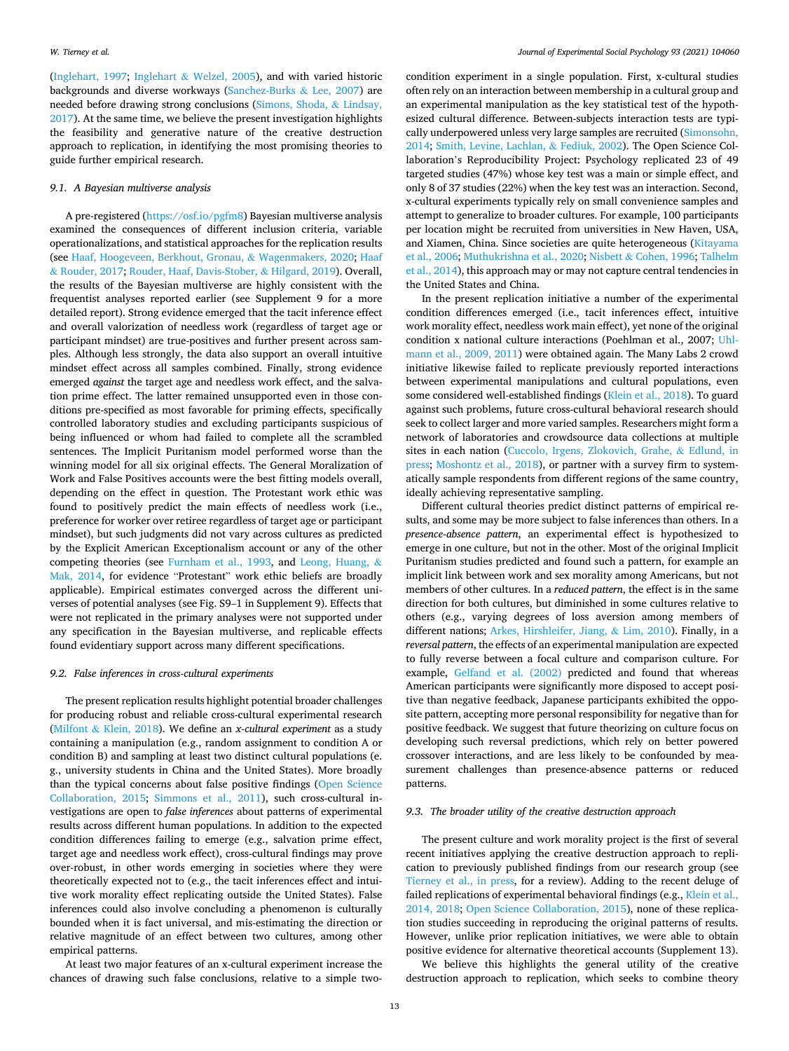(Inglehart, 1997; Inglehart & Welzel, 2005), and with varied historic backgrounds and diverse workways (Sanchez-Burks & Lee, 2007) are needed before drawing strong conclusions (Simons, Shoda, & Lindsay, 2017). At the same time, we believe the present investigation highlights the feasibility and generative nature of the creative destruction approach to replication, in identifying the most promising theories to guide further empirical research.

### 9.1. A Bayesian multiverse analysis

A pre-registered (https://osf.io/pgfm8) Bayesian multiverse analysis examined the consequences of different inclusion criteria, variable operationalizations, and statistical approaches for the replication results (see Haaf, Hoogeveen, Berkhout, Gronau, & Wagenmakers, 2020; Haaf & Rouder, 2017; Rouder, Haaf, Davis-Stober, & Hilgard, 2019). Overall, the results of the Bayesian multiverse are highly consistent with the frequentist analyses reported earlier (see Supplement 9 for a more detailed report). Strong evidence emerged that the tacit inference effect and overall valorization of needless work (regardless of target age or participant mindset) are true-positives and further present across samples. Although less strongly, the data also support an overall intuitive mindset effect across all samples combined. Finally, strong evidence emerged *against* the target age and needless work effect, and the salvation prime effect. The latter remained unsupported even in those conditions pre-specified as most favorable for priming effects, specifically controlled laboratory studies and excluding participants suspicious of being influenced or whom had failed to complete all the scrambled sentences. The Implicit Puritanism model performed worse than the winning model for all six original effects. The General Moralization of Work and False Positives accounts were the best fitting models overall, depending on the effect in question. The Protestant work ethic was found to positively predict the main effects of needless work (i.e., preference for worker over retiree regardless of target age or participant mindset), but such judgments did not vary across cultures as predicted by the Explicit American Exceptionalism account or any of the other competing theories (see Furnham et al., 1993, and Leong, Huang, & Mak, 2014, for evidence "Protestant" work ethic beliefs are broadly applicable). Empirical estimates converged across the different universes of potential analyses (see Fig. S9–1 in Supplement 9). Effects that were not replicated in the primary analyses were not supported under any specification in the Bayesian multiverse, and replicable effects found evidentiary support across many different specifications.

### 9.2. False inferences in cross-cultural experiments

The present replication results highlight potential broader challenges for producing robust and reliable cross-cultural experimental research (Milfont & Klein, 2018). We define an *x-cultural experiment* as a study containing a manipulation (e.g., random assignment to condition A or condition B) and sampling at least two distinct cultural populations (e.g., university students in China and the United States). More broadly than the typical concerns about false positive findings (Open Science Collaboration, 2015; Simmons et al., 2011), such cross-cultural investigations are open to *false inferences* about patterns of experimental results across different human populations. In addition to the expected condition differences failing to emerge (e.g., salvation prime effect, target age and needless work effect), cross-cultural findings may prove over-robust, in other words emerging in societies where they were theoretically expected not to (e.g., the tacit inferences effect and intuitive work morality effect replicating outside the United States). False inferences could also involve concluding a phenomenon is culturally bounded when it is fact universal, and mis-estimating the direction or relative magnitude of an effect between two cultures, among other empirical patterns.

At least two major features of an x-cultural experiment increase the chances of drawing such false conclusions, relative to a simple two-condition experiment in a single population. First, x-cultural studies often rely on an interaction between membership in a cultural group and an experimental manipulation as the key statistical test of the hypothesized cultural difference. Between-subjects interaction tests are typically underpowered unless very large samples are recruited (Simonsohn, 2014; Smith, Levine, Lachlan, & Fediuk, 2002). The Open Science Collaboration's Reproducibility Project: Psychology replicated 23 of 49 targeted studies (47%) whose key test was a main or simple effect, and only 8 of 37 studies (22%) when the key test was an interaction. Second, x-cultural experiments typically rely on small convenience samples and attempt to generalize to broader cultures. For example, 100 participants per location might be recruited from universities in New Haven, USA, and Xiamen, China. Since societies are quite heterogeneous (Kitayama et al., 2006; Muthukrishna et al., 2020; Nisbett & Cohen, 1996; Talhelm et al., 2014), this approach may or may not capture central tendencies in the United States and China.

In the present replication initiative a number of the experimental condition differences emerged (i.e., tacit inferences effect, intuitive work morality effect, needless work main effect), yet none of the original condition x national culture interactions (Poehlman et al., 2007; Uhlmann et al., 2009, 2011) were obtained again. The Many Labs 2 crowd initiative likewise failed to replicate previously reported interactions between experimental manipulations and cultural populations, even some considered well-established findings (Klein et al., 2018). To guard against such problems, future cross-cultural behavioral research should seek to collect larger and more varied samples. Researchers might form a network of laboratories and crowdsource data collections at multiple sites in each nation (Cuccolo, Irgens, Zlokovich, Grahe, & Edlund, in press; Moshontz et al., 2018), or partner with a survey firm to systematically sample respondents from different regions of the same country, ideally achieving representative sampling.

Different cultural theories predict distinct patterns of empirical results, and some may be more subject to false inferences than others. In a *presence-absence pattern*, an experimental effect is hypothesized to emerge in one culture, but not in the other. Most of the original Implicit Puritanism studies predicted and found such a pattern, for example an implicit link between work and sex morality among Americans, but not members of other cultures. In a *reduced pattern*, the effect is in the same direction for both cultures, but diminished in some cultures relative to others (e.g., varying degrees of loss aversion among members of different nations; Arkes, Hirshleifer, Jiang, & Lim, 2010). Finally, in a *reversal pattern*, the effects of an experimental manipulation are expected to fully reverse between a focal culture and comparison culture. For example, Gelfand et al. (2002) predicted and found that whereas American participants were significantly more disposed to accept positive than negative feedback, Japanese participants exhibited the opposite pattern, accepting more personal responsibility for negative than for positive feedback. We suggest that future theorizing on culture focus on developing such reversal predictions, which rely on better powered crossover interactions, and are less likely to be confounded by measurement challenges than presence-absence patterns or reduced patterns.

### 9.3. The broader utility of the creative destruction approach

The present culture and work morality project is the first of several recent initiatives applying the creative destruction approach to replication to previously published findings from our research group (see Tierney et al., in press, for a review). Adding to the recent deluge of failed replications of experimental behavioral findings (e.g., Klein et al., 2014, 2018; Open Science Collaboration, 2015), none of these replication studies succeeding in reproducing the original patterns of results. However, unlike prior replication initiatives, we were able to obtain positive evidence for alternative theoretical accounts (Supplement 13).

We believe this highlights the general utility of the creative destruction approach to replication, which seeks to combine theory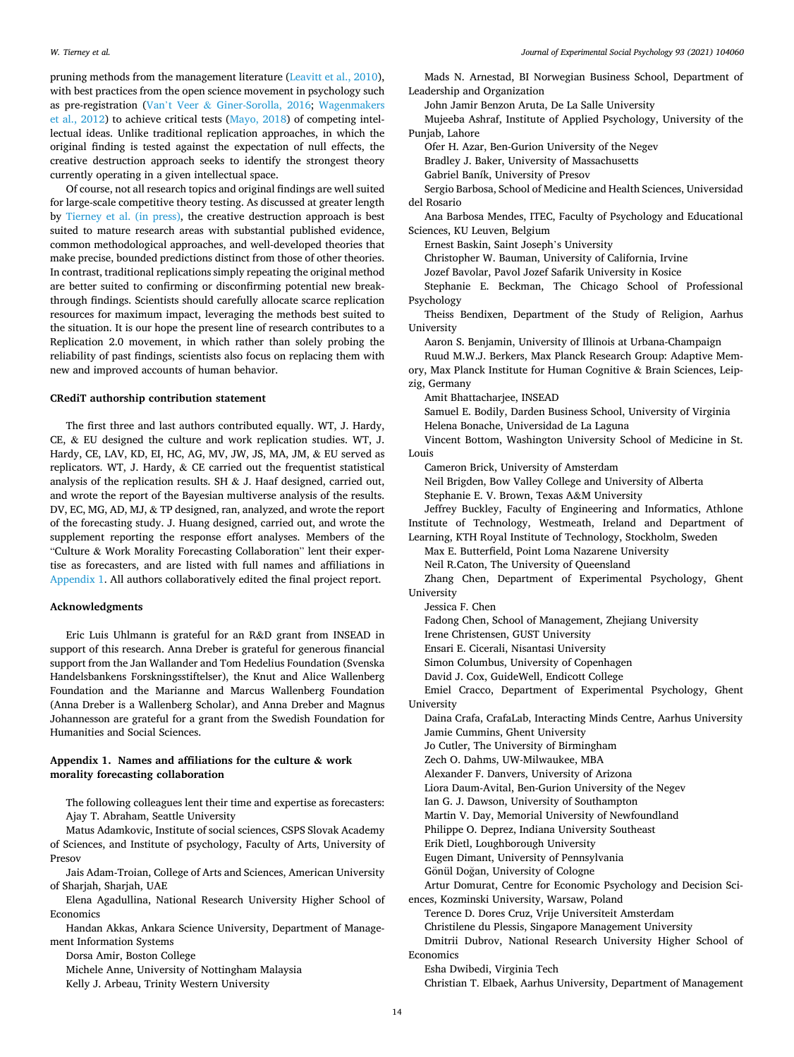pruning methods from the management literature (Leavitt et al., 2010), with best practices from the open science movement in psychology such as pre-registration (Van't Veer & Giner-Sorolla, 2016; Wagenmakers et al., 2012) to achieve critical tests (Mayo, 2018) of competing intellectual ideas. Unlike traditional replication approaches, in which the original finding is tested against the expectation of null effects, the creative destruction approach seeks to identify the strongest theory currently operating in a given intellectual space.

Of course, not all research topics and original findings are well suited for large-scale competitive theory testing. As discussed at greater length by Tierney et al. (in press), the creative destruction approach is best suited to mature research areas with substantial published evidence, common methodological approaches, and well-developed theories that make precise, bounded predictions distinct from those of other theories. In contrast, traditional replications simply repeating the original method are better suited to confirming or disconfirming potential new breakthrough findings. Scientists should carefully allocate scarce replication resources for maximum impact, leveraging the methods best suited to the situation. It is our hope the present line of research contributes to a Replication 2.0 movement, in which rather than solely probing the reliability of past findings, scientists also focus on replacing them with new and improved accounts of human behavior.

### CRediT authorship contribution statement

The first three and last authors contributed equally. WT, J. Hardy, CE, & EU designed the culture and work replication studies. WT, J. Hardy, CE, LAV, KD, EI, HC, AG, MV, JW, JS, MA, JM, & EU served as replicators. WT, J. Hardy, & CE carried out the frequentist statistical analysis of the replication results. SH & J. Haaf designed, carried out, and wrote the report of the Bayesian multiverse analysis of the results. DV, EC, MG, AD, MJ, & TP designed, ran, analyzed, and wrote the report of the forecasting study. J. Huang designed, carried out, and wrote the supplement reporting the response effort analyses. Members of the "Culture & Work Morality Forecasting Collaboration" lent their expertise as forecasters, and are listed with full names and affiliations in Appendix 1. All authors collaboratively edited the final project report.

### Acknowledgments

Eric Luis Uhlmann is grateful for an R&D grant from INSEAD in support of this research. Anna Dreber is grateful for generous financial support from the Jan Wallander and Tom Hedelius Foundation (Svenska Handelsbankens Forskningsstiftelser), the Knut and Alice Wallenberg Foundation and the Marianne and Marcus Wallenberg Foundation (Anna Dreber is a Wallenberg Scholar), and Anna Dreber and Magnus Johannesson are grateful for a grant from the Swedish Foundation for Humanities and Social Sciences.

### Appendix 1. Names and affiliations for the culture & work morality forecasting collaboration

The following colleagues lent their time and expertise as forecasters:

Ajay T. Abraham, Seattle University

Matus Adamkovic, Institute of social sciences, CSPS Slovak Academy of Sciences, and Institute of psychology, Faculty of Arts, University of Presov

Jais Adam-Troian, College of Arts and Sciences, American University of Sharjah, Sharjah, UAE

Elena Agadullina, National Research University Higher School of Economics

Handan Akkas, Ankara Science University, Department of Management Information Systems

Dorsa Amir, Boston College

Michele Anne, University of Nottingham Malaysia

Kelly J. Arbeau, Trinity Western University

Mads N. Arnestad, BI Norwegian Business School, Department of Leadership and Organization

John Jamir Benzon Aruta, De La Salle University

Mujeeba Ashraf, Institute of Applied Psychology, University of the Punjab, Lahore

Ofer H. Azar, Ben-Gurion University of the Negev

Bradley J. Baker, University of Massachusetts

Gabriel Baník, University of Presov

Sergio Barbosa, School of Medicine and Health Sciences, Universidad del Rosario

Ana Barbosa Mendes, ITEC, Faculty of Psychology and Educational Sciences, KU Leuven, Belgium

Ernest Baskin, Saint Joseph's University

Christopher W. Bauman, University of California, Irvine

Jozef Bavolar, Pavol Jozef Safarik University in Kosice

Stephanie E. Beckman, The Chicago School of Professional Psychology

Theiss Bendixen, Department of the Study of Religion, Aarhus University

Aaron S. Benjamin, University of Illinois at Urbana-Champaign

Ruud M.W.J. Berkers, Max Planck Research Group: Adaptive Memory, Max Planck Institute for Human Cognitive & Brain Sciences, Leipzig, Germany

Amit Bhattacharjee, INSEAD

Samuel E. Bodily, Darden Business School, University of Virginia

Helena Bonache, Universidad de La Laguna

Vincent Bottom, Washington University School of Medicine in St. Louis

Cameron Brick, University of Amsterdam

Neil Brigden, Bow Valley College and University of Alberta

Stephanie E. V. Brown, Texas A&M University

Jeffrey Buckley, Faculty of Engineering and Informatics, Athlone Institute of Technology, Westmeath, Ireland and Department of Learning, KTH Royal Institute of Technology, Stockholm, Sweden

Max E. Butterfield, Point Loma Nazarene University

Neil R.Caton, The University of Queensland

Zhang Chen, Department of Experimental Psychology, Ghent University

Jessica F. Chen

Fadong Chen, School of Management, Zhejiang University

Irene Christensen, GUST University

Ensari E. Cicerali, Nisantasi University

Simon Columbus, University of Copenhagen

David J. Cox, GuideWell, Endicott College

Emiel Cracco, Department of Experimental Psychology, Ghent University

Daina Crafa, CrafaLab, Interacting Minds Centre, Aarhus University

Jamie Cummins, Ghent University

Jo Cutler, The University of Birmingham

Zech O. Dahms, UW-Milwaukee, MBA

Alexander F. Danvers, University of Arizona

Liora Daum-Avital, Ben-Gurion University of the Negev

Ian G. J. Dawson, University of Southampton

Martin V. Day, Memorial University of Newfoundland

Philippe O. Deprez, Indiana University Southeast

Erik Dietl, Loughborough University

Eugen Dimant, University of Pennsylvania

Gönül Doğan, University of Cologne

Artur Domurat, Centre for Economic Psychology and Decision Sciences, Kozminski University, Warsaw, Poland

Terence D. Dores Cruz, Vrije Universiteit Amsterdam

Christilene du Plessis, Singapore Management University

Dmitrii Dubrov, National Research University Higher School of Economics

Esha Dwibedi, Virginia Tech

Christian T. Elbaek, Aarhus University, Department of Management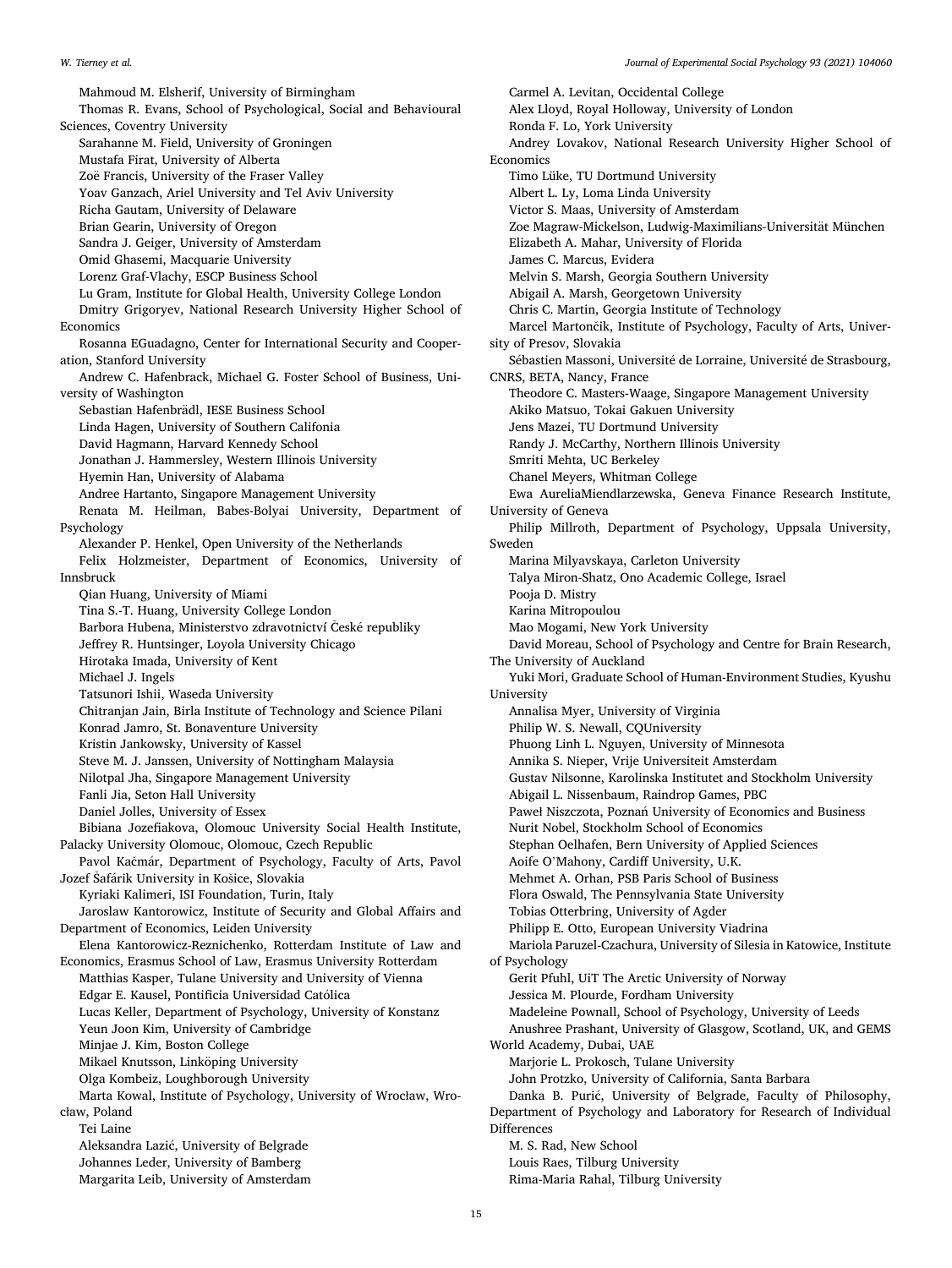Mahmoud M. Elsherif, University of Birmingham

Thomas R. Evans, School of Psychological, Social and Behavioural Sciences, Coventry University

Sarahanne M. Field, University of Groningen

Mustafa Firat, University of Alberta

Zoë Francis, University of the Fraser Valley

Yoav Ganzach, Ariel University and Tel Aviv University

Richa Gautam, University of Delaware

Brian Gearin, University of Oregon

Sandra J. Geiger, University of Amsterdam

Omid Ghasemi, Macquarie University

Lorenz Graf-Vlachy, ESCP Business School

Lu Gram, Institute for Global Health, University College London

Dmitry Grigoryev, National Research University Higher School of Economics

Rosanna EGuadagno, Center for International Security and Cooperation, Stanford University

Andrew C. Hafenbrack, Michael G. Foster School of Business, University of Washington

Sebastian Hafenbrädl, IESE Business School

Linda Hagen, University of Southern Califonia

David Hagmann, Harvard Kennedy School

Jonathan J. Hammersley, Western Illinois University

Hyemin Han, University of Alabama

Andree Hartanto, Singapore Management University

Renata M. Heilman, Babes-Bolyai University, Department of Psychology

Alexander P. Henkel, Open University of the Netherlands

Felix Holzmeister, Department of Economics, University of Innsbruck

Qian Huang, University of Miami

Tina S.-T. Huang, University College London

Barbora Hubena, Ministerstvo zdravotnictví České republiky

Jeffrey R. Huntsinger, Loyola University Chicago

Hirotaka Imada, University of Kent

Michael J. Ingels

Tatsunori Ishii, Waseda University

Chitranjan Jain, Birla Institute of Technology and Science Pilani

Konrad Jamro, St. Bonaventure University

Kristin Jankowsky, University of Kassel

Steve M. J. Janssen, University of Nottingham Malaysia

Nilotpal Jha, Singapore Management University

Fanli Jia, Seton Hall University

Daniel Jolles, University of Essex

Bibiana Jozefiakova, Olomouc University Social Health Institute, Palacky University Olomouc, Olomouc, Czech Republic

Pavol Kačmár, Department of Psychology, Faculty of Arts, Pavol Jozef Šafárik University in Košice, Slovakia

Kyriaki Kalimeri, ISI Foundation, Turin, Italy

Jaroslaw Kantorowicz, Institute of Security and Global Affairs and Department of Economics, Leiden University

Elena Kantorowicz-Reznichenko, Rotterdam Institute of Law and Economics, Erasmus School of Law, Erasmus University Rotterdam

Matthias Kasper, Tulane University and University of Vienna

Edgar E. Kausel, Pontificia Universidad Católica

Lucas Keller, Department of Psychology, University of Konstanz

Yeun Joon Kim, University of Cambridge

Minjae J. Kim, Boston College

Mikael Knutsson, Linköping University

Olga Kombeiz, Loughborough University

Marta Kowal, Institute of Psychology, University of Wrocław, Wrocław, Poland

Tei Laine

Aleksandra Lazić, University of Belgrade

Johannes Leder, University of Bamberg

Margarita Leib, University of Amsterdam

Carmel A. Levitan, Occidental College

Alex Lloyd, Royal Holloway, University of London

Ronda F. Lo, York University

Andrey Lovakov, National Research University Higher School of Economics

Timo Lüke, TU Dortmund University

Albert L. Ly, Loma Linda University

Victor S. Maas, University of Amsterdam

Zoe Magraw-Mickelson, Ludwig-Maximilians-Universität München

Elizabeth A. Mahar, University of Florida

James C. Marcus, Evidera

Melvin S. Marsh, Georgia Southern University

Abigail A. Marsh, Georgetown University

Chris C. Martin, Georgia Institute of Technology

Marcel Martončík, Institute of Psychology, Faculty of Arts, University of Presov, Slovakia

Sébastien Massoni, Université de Lorraine, Université de Strasbourg, CNRS, BETA, Nancy, France

Theodore C. Masters-Waage, Singapore Management University

Akiko Matsuo, Tokai Gakuen University

Jens Mazei, TU Dortmund University

Randy J. McCarthy, Northern Illinois University

Smriti Mehta, UC Berkeley

Chanel Meyers, Whitman College

Ewa AureliaMiendlarzewska, Geneva Finance Research Institute, University of Geneva

Philip Millroth, Department of Psychology, Uppsala University, Sweden

Marina Milyavskaya, Carleton University

Talya Miron-Shatz, Ono Academic College, Israel

Pooja D. Mistry

Karina Mitropoulou

Mao Mogami, New York University

David Moreau, School of Psychology and Centre for Brain Research, The University of Auckland

Yuki Mori, Graduate School of Human-Environment Studies, Kyushu University

Annalisa Myer, University of Virginia

Philip W. S. Newall, CQUniversity

Phuong Linh L. Nguyen, University of Minnesota

Annika S. Nieper, Vrije Universiteit Amsterdam

Gustav Nilsonne, Karolinska Institutet and Stockholm University

Abigail L. Nissenbaum, Raindrop Games, PBC

Paweł Niszczota, Poznań University of Economics and Business

Nurit Nobel, Stockholm School of Economics

Stephan Oelhafen, Bern University of Applied Sciences

Aoife O'Mahony, Cardiff University, U.K.

Mehmet A. Orhan, PSB Paris School of Business

Flora Oswald, The Pennsylvania State University

Tobias Otterbring, University of Agder

Philipp E. Otto, European University Viadrina

Mariola Paruzel-Czachura, University of Silesia in Katowice, Institute of Psychology

Gerit Pfuhl, UiT The Arctic University of Norway

Jessica M. Plourde, Fordham University

Madeleine Pownall, School of Psychology, University of Leeds

Anushree Prashant, University of Glasgow, Scotland, UK, and GEMS World Academy, Dubai, UAE

Marjorie L. Prokosch, Tulane University

John Protzko, University of California, Santa Barbara

Danka B. Purić, University of Belgrade, Faculty of Philosophy, Department of Psychology and Laboratory for Research of Individual Differences

M. S. Rad, New School

Louis Raes, Tilburg University

Rima-Maria Rahal, Tilburg University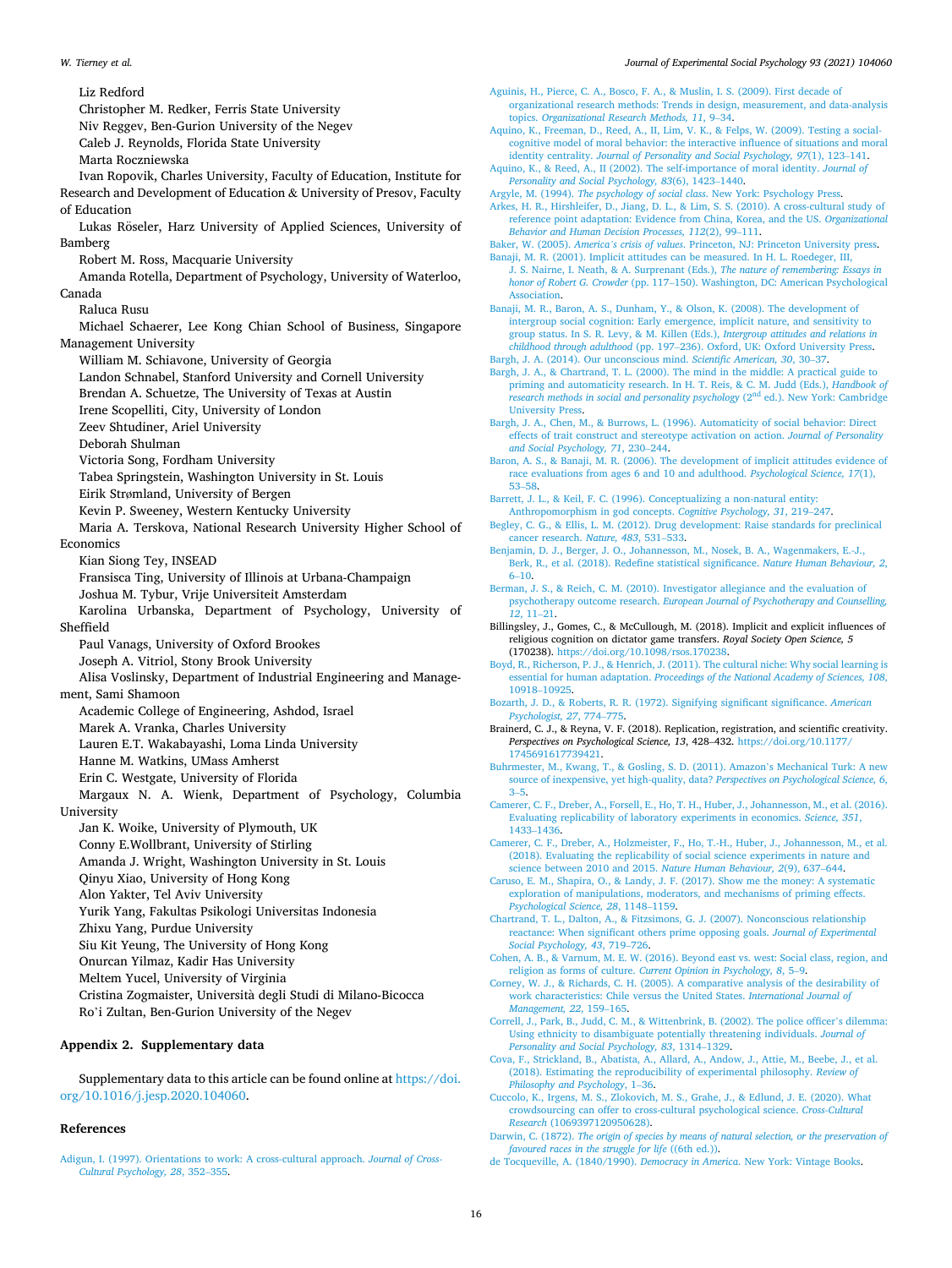Liz Redford

Christopher M. Redker, Ferris State University

Niv Reggev, Ben-Gurion University of the Negev

Caleb J. Reynolds, Florida State University

Marta Roczniewska

Ivan Ropovik, Charles University, Faculty of Education, Institute for Research and Development of Education & University of Presov, Faculty of Education

Lukas Röseler, Harz University of Applied Sciences, University of Bamberg

Robert M. Ross, Macquarie University

Amanda Rotella, Department of Psychology, University of Waterloo, Canada

Raluca Rusu

Michael Schaerer, Lee Kong Chian School of Business, Singapore Management University

William M. Schiavone, University of Georgia

Landon Schnabel, Stanford University and Cornell University

Brendan A. Schuetze, The University of Texas at Austin

Irene Scopelliti, City, University of London

Zeev Shtudiner, Ariel University

Deborah Shulman

Victoria Song, Fordham University

Tabea Springstein, Washington University in St. Louis

Eirik Strømland, University of Bergen

Kevin P. Sweeney, Western Kentucky University

Maria A. Terskova, National Research University Higher School of Economics

Kian Siong Tey, INSEAD

Fransisca Ting, University of Illinois at Urbana-Champaign

Joshua M. Tybur, Vrije Universiteit Amsterdam

Karolina Urbanska, Department of Psychology, University of Sheffield

Paul Vanags, University of Oxford Brookes

Joseph A. Vitriol, Stony Brook University

Alisa Voslinsky, Department of Industrial Engineering and Management, Sami Shamoon

Academic College of Engineering, Ashdod, Israel

Marek A. Vranka, Charles University

Lauren E.T. Wakabayashi, Loma Linda University

Hanne M. Watkins, UMass Amherst

Erin C. Westgate, University of Florida

Margaux N. A. Wienk, Department of Psychology, Columbia University

Jan K. Woike, University of Plymouth, UK

Conny E.Wollbrant, University of Stirling

Amanda J. Wright, Washington University in St. Louis

Qinyu Xiao, University of Hong Kong

Alon Yakter, Tel Aviv University

Yurik Yang, Fakultas Psikologi Universitas Indonesia

Zhixu Yang, Purdue University

Siu Kit Yeung, The University of Hong Kong

Onurcan Yilmaz, Kadir Has University

Meltem Yucel, University of Virginia

Cristina Zogmaister, Università degli Studi di Milano-Bicocca

Ro'i Zultan, Ben-Gurion University of the Negev

## Appendix 2. Supplementary data

Supplementary data to this article can be found online at https://doi.org/10.1016/j.jesp.2020.104060.

## References

Adigun, I. (1997). Orientations to work: A cross-cultural approach. *Journal of Cross-Cultural Psychology, 28*, 352–355.

Aguinis, H., Pierce, C. A., Bosco, F. A., & Muslin, I. S. (2009). First decade of organizational research methods: Trends in design, measurement, and data-analysis topics. *Organizational Research Methods, 11*, 9–34.

Aquino, K., Freeman, D., Reed, A., II, Lim, V. K., & Felps, W. (2009). Testing a social-cognitive model of moral behavior: the interactive influence of situations and moral identity centrality. *Journal of Personality and Social Psychology, 97*(1), 123–141.

Aquino, K., & Reed, A., II (2002). The self-importance of moral identity. *Journal of Personality and Social Psychology, 83*(6), 1423–1440.

Argyle, M. (1994). *The psychology of social class*. New York: Psychology Press.

Arkes, H. R., Hirshleifer, D., Jiang, D. L., & Lim, S. S. (2010). A cross-cultural study of reference point adaptation: Evidence from China, Korea, and the US. *Organizational Behavior and Human Decision Processes, 112*(2), 99–111.

Baker, W. (2005). *America's crisis of values*. Princeton, NJ: Princeton University press.

Banaji, M. R. (2001). Implicit attitudes can be measured. In H. L. Roedeger, III, J. S. Nairne, I. Neath, & A. Surprenant (Eds.), *The nature of remembering: Essays in honor of Robert G. Crowder* (pp. 117–150). Washington, DC: American Psychological Association.

Banaji, M. R., Baron, A. S., Dunham, Y., & Olson, K. (2008). The development of intergroup social cognition: Early emergence, implicit nature, and sensitivity to group status. In S. R. Levy, & M. Killen (Eds.), *Intergroup attitudes and relations in childhood through adulthood* (pp. 197–236). Oxford, UK: Oxford University Press.

Bargh, J. A. (2014). Our unconscious mind. *Scientific American, 30*, 30–37.

Bargh, J. A., & Chartrand, T. L. (2000). The mind in the middle: A practical guide to priming and automaticity research. In H. T. Reis, & C. M. Judd (Eds.), *Handbook of research methods in social and personality psychology* (2nd ed.). New York: Cambridge University Press.

Bargh, J. A., Chen, M., & Burrows, L. (1996). Automaticity of social behavior: Direct effects of trait construct and stereotype activation on action. *Journal of Personality and Social Psychology, 71*, 230–244.

Baron, A. S., & Banaji, M. R. (2006). The development of implicit attitudes evidence of race evaluations from ages 6 and 10 and adulthood. *Psychological Science, 17*(1), 53–58.

Barrett, J. L., & Keil, F. C. (1996). Conceptualizing a non-natural entity: Anthropomorphism in god concepts. *Cognitive Psychology, 31*, 219–247.

Begley, C. G., & Ellis, L. M. (2012). Drug development: Raise standards for preclinical cancer research. *Nature, 483*, 531–533.

Benjamin, D. J., Berger, J. O., Johannesson, M., Nosek, B. A., Wagenmakers, E.-J., Berk, R., et al. (2018). Redefine statistical significance. *Nature Human Behaviour, 2*, 6–10.

Berman, J. S., & Reich, C. M. (2010). Investigator allegiance and the evaluation of psychotherapy outcome research. *European Journal of Psychotherapy and Counselling, 12*, 11–21.

Billingsley, J., Gomes, C., & McCullough, M. (2018). Implicit and explicit influences of religious cognition on dictator game transfers. *Royal Society Open Science, 5* (170238). https://doi.org/10.1098/rsos.170238.

Boyd, R., Richerson, P. J., & Henrich, J. (2011). The cultural niche: Why social learning is essential for human adaptation. *Proceedings of the National Academy of Sciences, 108*, 10918–10925.

Bozarth, J. D., & Roberts, R. R. (1972). Signifying significant significance. *American Psychologist, 27*, 774–775.

Brainerd, C. J., & Reyna, V. F. (2018). Replication, registration, and scientific creativity. *Perspectives on Psychological Science, 13*, 428–432. https://doi.org/10.1177/1745691617739421.

Buhrmester, M., Kwang, T., & Gosling, S. D. (2011). Amazon's Mechanical Turk: A new source of inexpensive, yet high-quality, data? *Perspectives on Psychological Science, 6*, 3–5.

Camerer, C. F., Dreber, A., Forsell, E., Ho, T. H., Huber, J., Johannesson, M., et al. (2016). Evaluating replicability of laboratory experiments in economics. *Science, 351*, 1433–1436.

Camerer, C. F., Dreber, A., Holzmeister, F., Ho, T.-H., Huber, J., Johannesson, M., et al. (2018). Evaluating the replicability of social science experiments in nature and science between 2010 and 2015. *Nature Human Behaviour, 2*(9), 637–644.

Caruso, E. M., Shapira, O., & Landy, J. F. (2017). Show me the money: A systematic exploration of manipulations, moderators, and mechanisms of priming effects. *Psychological Science, 28*, 1148–1159.

Chartrand, T. L., Dalton, A., & Fitzsimons, G. J. (2007). Nonconscious relationship reactance: When significant others prime opposing goals. *Journal of Experimental Social Psychology, 43*, 719–726.

Cohen, A. B., & Varnum, M. E. W. (2016). Beyond east vs. west: Social class, region, and religion as forms of culture. *Current Opinion in Psychology, 8*, 5–9.

Corney, W. J., & Richards, C. H. (2005). A comparative analysis of the desirability of work characteristics: Chile versus the United States. *International Journal of Management, 22*, 159–165.

Correll, J., Park, B., Judd, C. M., & Wittenbrink, B. (2002). The police officer's dilemma: Using ethnicity to disambiguate potentially threatening individuals. *Journal of Personality and Social Psychology, 83*, 1314–1329.

Cova, F., Strickland, B., Abatista, A., Allard, A., Andow, J., Attie, M., Beebe, J., et al. (2018). Estimating the reproducibility of experimental philosophy. *Review of Philosophy and Psychology*, 1–36.

Cuccolo, K., Irgens, M. S., Zlokovich, M. S., Grahe, J., & Edlund, J. E. (2020). What crowdsourcing can offer to cross-cultural psychological science. *Cross-Cultural Research* (1069397120950628).

Darwin, C. (1872). *The origin of species by means of natural selection, or the preservation of favoured races in the struggle for life* ((6th ed.)).

de Tocqueville, A. (1840/1990). *Democracy in America*. New York: Vintage Books.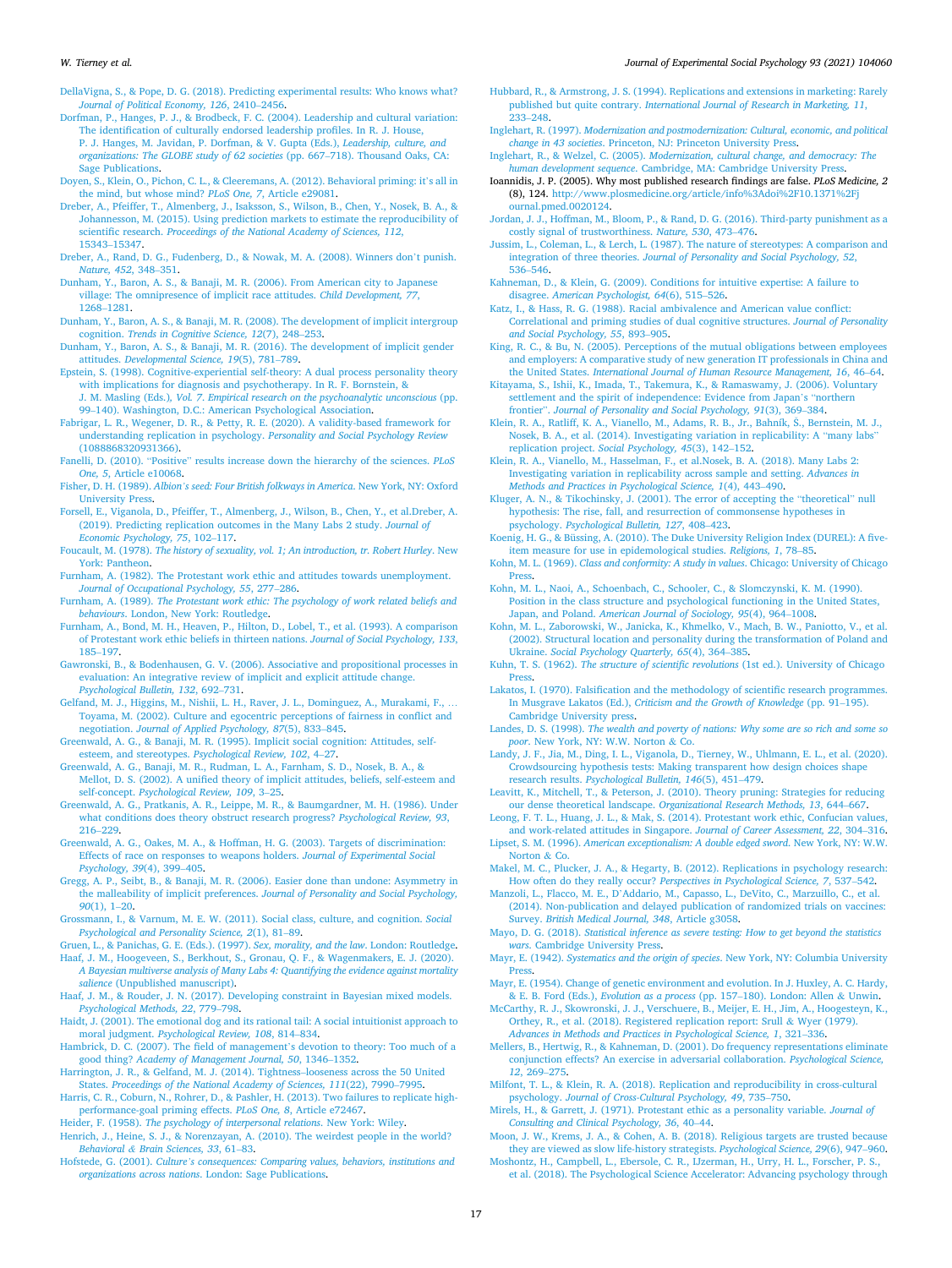DellaVigna, S., & Pope, D. G. (2018). Predicting experimental results: Who knows what? *Journal of Political Economy, 126*, 2410–2456.

Dorfman, P., Hanges, P. J., & Brodbeck, F. C. (2004). Leadership and cultural variation: The identification of culturally endorsed leadership profiles. In R. J. House, P. J. Hanges, M. Javidan, P. Dorfman, & V. Gupta (Eds.), *Leadership, culture, and organizations: The GLOBE study of 62 societies* (pp. 667–718). Thousand Oaks, CA: Sage Publications.

Doyen, S., Klein, O., Pichon, C. L., & Cleeremans, A. (2012). Behavioral priming: it's all in the mind, but whose mind? *PLoS One, 7*, Article e29081.

Dreber, A., Pfeiffer, T., Almenberg, J., Isaksson, S., Wilson, B., Chen, Y., Nosek, B. A., & Johannesson, M. (2015). Using prediction markets to estimate the reproducibility of scientific research. *Proceedings of the National Academy of Sciences, 112*, 15343–15347.

Dreber, A., Rand, D. G., Fudenberg, D., & Nowak, M. A. (2008). Winners don't punish. *Nature, 452*, 348–351.

Dunham, Y., Baron, A. S., & Banaji, M. R. (2006). From American city to Japanese village: The omnipresence of implicit race attitudes. *Child Development, 77*, 1268–1281.

Dunham, Y., Baron, A. S., & Banaji, M. R. (2008). The development of implicit intergroup cognition. *Trends in Cognitive Science, 12*(7), 248–253.

Dunham, Y., Baron, A. S., & Banaji, M. R. (2016). The development of implicit gender attitudes. *Developmental Science, 19*(5), 781–789.

Epstein, S. (1998). Cognitive-experiential self-theory: A dual process personality theory with implications for diagnosis and psychotherapy. In R. F. Bornstein, & J. M. Masling (Eds.), *Vol. 7. Empirical research on the psychoanalytic unconscious* (pp. 99–140). Washington, D.C.: American Psychological Association.

Fabrigar, L. R., Wegener, D. R., & Petty, R. E. (2020). A validity-based framework for understanding replication in psychology. *Personality and Social Psychology Review* (1088868320931366).

Fanelli, D. (2010). "Positive" results increase down the hierarchy of the sciences. *PLoS One, 5*, Article e10068.

Fisher, D. H. (1989). *Albion's seed: Four British folkways in America*. New York, NY: Oxford University Press.

Forsell, E., Viganola, D., Pfeiffer, T., Almenberg, J., Wilson, B., Chen, Y., et al.Dreber, A. (2019). Predicting replication outcomes in the Many Labs 2 study. *Journal of Economic Psychology, 75*, 102–117.

Foucault, M. (1978). *The history of sexuality, vol. 1; An introduction, tr. Robert Hurley*. New York: Pantheon.

Furnham, A. (1982). The Protestant work ethic and attitudes towards unemployment. *Journal of Occupational Psychology, 55*, 277–286.

Furnham, A. (1989). *The Protestant work ethic: The psychology of work related beliefs and behaviours*. London, New York: Routledge.

Furnham, A., Bond, M. H., Heaven, P., Hilton, D., Lobel, T., et al. (1993). A comparison of Protestant work ethic beliefs in thirteen nations. *Journal of Social Psychology, 133*, 185–197.

Gawronski, B., & Bodenhausen, G. V. (2006). Associative and propositional processes in evaluation: An integrative review of implicit and explicit attitude change. *Psychological Bulletin, 132*, 692–731.

Gelfand, M. J., Higgins, M., Nishii, L. H., Raver, J. L., Dominguez, A., Murakami, F., … Toyama, M. (2002). Culture and egocentric perceptions of fairness in conflict and negotiation. *Journal of Applied Psychology, 87*(5), 833–845.

Greenwald, A. G., & Banaji, M. R. (1995). Implicit social cognition: Attitudes, self-esteem, and stereotypes. *Psychological Review, 102*, 4–27.

Greenwald, A. G., Banaji, M. R., Rudman, L. A., Farnham, S. D., Nosek, B. A., & Mellot, D. S. (2002). A unified theory of implicit attitudes, beliefs, self-esteem and self-concept. *Psychological Review, 109*, 3–25.

Greenwald, A. G., Pratkanis, A. R., Leippe, M. R., & Baumgardner, M. H. (1986). Under what conditions does theory obstruct research progress? *Psychological Review, 93*, 216–229.

Greenwald, A. G., Oakes, M. A., & Hoffman, H. G. (2003). Targets of discrimination: Effects of race on responses to weapons holders. *Journal of Experimental Social Psychology, 39*(4), 399–405.

Gregg, A. P., Seibt, B., & Banaji, M. R. (2006). Easier done than undone: Asymmetry in the malleability of implicit preferences. *Journal of Personality and Social Psychology, 90*(1), 1–20.

Grossmann, I., & Varnum, M. E. W. (2011). Social class, culture, and cognition. *Social Psychological and Personality Science, 2*(1), 81–89.

Gruen, L., & Panichas, G. E. (Eds.). (1997). *Sex, morality, and the law*. London: Routledge.

Haaf, J. M., Hoogeveen, S., Berkhout, S., Gronau, Q. F., & Wagenmakers, E. J. (2020). *A Bayesian multiverse analysis of Many Labs 4: Quantifying the evidence against mortality salience* (Unpublished manuscript).

Haaf, J. M., & Rouder, J. N. (2017). Developing constraint in Bayesian mixed models. *Psychological Methods, 22*, 779–798.

Haidt, J. (2001). The emotional dog and its rational tail: A social intuitionist approach to moral judgment. *Psychological Review, 108*, 814–834.

Hambrick, D. C. (2007). The field of management's devotion to theory: Too much of a good thing? *Academy of Management Journal, 50*, 1346–1352.

Harrington, J. R., & Gelfand, M. J. (2014). Tightness–looseness across the 50 United States. *Proceedings of the National Academy of Sciences, 111*(22), 7990–7995.

Harris, C. R., Coburn, N., Rohrer, D., & Pashler, H. (2013). Two failures to replicate high-performance-goal priming effects. *PLoS One, 8*, Article e72467.

Heider, F. (1958). *The psychology of interpersonal relations*. New York: Wiley.

Henrich, J., Heine, S. J., & Norenzayan, A. (2010). The weirdest people in the world? *Behavioral & Brain Sciences, 33*, 61–83.

Hofstede, G. (2001). *Culture's consequences: Comparing values, behaviors, institutions and organizations across nations*. London: Sage Publications.

Hubbard, R., & Armstrong, J. S. (1994). Replications and extensions in marketing: Rarely published but quite contrary. *International Journal of Research in Marketing, 11*, 233–248.

Inglehart, R. (1997). *Modernization and postmodernization: Cultural, economic, and political change in 43 societies*. Princeton, NJ: Princeton University Press.

Inglehart, R., & Welzel, C. (2005). *Modernization, cultural change, and democracy: The human development sequence*. Cambridge, MA: Cambridge University Press.

Ioannidis, J. P. (2005). Why most published research findings are false. *PLoS Medicine, 2* (8), 124. http://www.plosmedicine.org/article/info%3Adoi%2F10.1371%2Fjournal.pmed.0020124.

Jordan, J. J., Hoffman, M., Bloom, P., & Rand, D. G. (2016). Third-party punishment as a costly signal of trustworthiness. *Nature, 530*, 473–476.

Jussim, L., Coleman, L., & Lerch, L. (1987). The nature of stereotypes: A comparison and integration of three theories. *Journal of Personality and Social Psychology, 52*, 536–546.

Kahneman, D., & Klein, G. (2009). Conditions for intuitive expertise: A failure to disagree. *American Psychologist, 64*(6), 515–526.

Katz, I., & Hass, R. G. (1988). Racial ambivalence and American value conflict: Correlational and priming studies of dual cognitive structures. *Journal of Personality and Social Psychology, 55*, 893–905.

King, R. C., & Bu, N. (2005). Perceptions of the mutual obligations between employees and employers: A comparative study of new generation IT professionals in China and the United States. *International Journal of Human Resource Management, 16*, 46–64.

Kitayama, S., Ishii, K., Imada, T., Takemura, K., & Ramaswamy, J. (2006). Voluntary settlement and the spirit of independence: Evidence from Japan's "northern frontier". *Journal of Personality and Social Psychology, 91*(3), 369–384.

Klein, R. A., Ratliff, K. A., Vianello, M., Adams, R. B., Jr., Bahník, Š., Bernstein, M. J., Nosek, B. A., et al. (2014). Investigating variation in replicability: A "many labs" replication project. *Social Psychology, 45*(3), 142–152.

Klein, R. A., Vianello, M., Hasselman, F., et al.Nosek, B. A. (2018). Many Labs 2: Investigating variation in replicability across sample and setting. *Advances in Methods and Practices in Psychological Science, 1*(4), 443–490.

Kluger, A. N., & Tikochinsky, J. (2001). The error of accepting the "theoretical" null hypothesis: The rise, fall, and resurrection of commonsense hypotheses in psychology. *Psychological Bulletin, 127*, 408–423.

Koenig, H. G., & Büssing, A. (2010). The Duke University Religion Index (DUREL): A five-item measure for use in epidemological studies. *Religions, 1*, 78–85.

Kohn, M. L. (1969). *Class and conformity: A study in values*. Chicago: University of Chicago Press.

Kohn, M. L., Naoi, A., Schoenbach, C., Schooler, C., & Slomczynski, K. M. (1990). Position in the class structure and psychological functioning in the United States, Japan, and Poland. *American Journal of Sociology, 95*(4), 964–1008.

Kohn, M. L., Zaborowski, W., Janicka, K., Khmelko, V., Mach, B. W., Paniotto, V., et al. (2002). Structural location and personality during the transformation of Poland and Ukraine. *Social Psychology Quarterly, 65*(4), 364–385.

Kuhn, T. S. (1962). *The structure of scientific revolutions* (1st ed.). University of Chicago Press.

Lakatos, I. (1970). Falsification and the methodology of scientific research programmes. In Musgrave Lakatos (Ed.), *Criticism and the Growth of Knowledge* (pp. 91–195). Cambridge University press.

Landes, D. S. (1998). *The wealth and poverty of nations: Why some are so rich and some so poor*. New York, NY: W.W. Norton & Co.

Landy, J. F., Jia, M., Ding, I. L., Viganola, D., Tierney, W., Uhlmann, E. L., et al. (2020). Crowdsourcing hypothesis tests: Making transparent how design choices shape research results. *Psychological Bulletin, 146*(5), 451–479.

Leavitt, K., Mitchell, T., & Peterson, J. (2010). Theory pruning: Strategies for reducing our dense theoretical landscape. *Organizational Research Methods, 13*, 644–667.

Leong, F. T. L., Huang, J. L., & Mak, S. (2014). Protestant work ethic, Confucian values, and work-related attitudes in Singapore. *Journal of Career Assessment, 22*, 304–316.

Lipset, S. M. (1996). *American exceptionalism: A double edged sword*. New York, NY: W.W. Norton & Co.

Makel, M. C., Plucker, J. A., & Hegarty, B. (2012). Replications in psychology research: How often do they really occur? *Perspectives in Psychological Science, 7*, 537–542.

Manzoli, L., Flacco, M. E., D'Addario, M., Capasso, L., DeVito, C., Marzuillo, C., et al. (2014). Non-publication and delayed publication of randomized trials on vaccines: Survey. *British Medical Journal, 348*, Article g3058.

Mayo, D. G. (2018). *Statistical inference as severe testing: How to get beyond the statistics wars*. Cambridge University Press.

Mayr, E. (1942). *Systematics and the origin of species*. New York, NY: Columbia University Press.

Mayr, E. (1954). Change of genetic environment and evolution. In J. Huxley, A. C. Hardy, & E. B. Ford (Eds.), *Evolution as a process* (pp. 157–180). London: Allen & Unwin.

McCarthy, R. J., Skowronski, J. J., Verschuere, B., Meijer, E. H., Jim, A., Hoogesteyn, K., Orthey, R., et al. (2018). Registered replication report: Srull & Wyer (1979). *Advances in Methods and Practices in Psychological Science, 1*, 321–336.

Mellers, B., Hertwig, R., & Kahneman, D. (2001). Do frequency representations eliminate conjunction effects? An exercise in adversarial collaboration. *Psychological Science, 12*, 269–275.

Milfont, T. L., & Klein, R. A. (2018). Replication and reproducibility in cross-cultural psychology. *Journal of Cross-Cultural Psychology, 49*, 735–750.

Mirels, H., & Garrett, J. (1971). Protestant ethic as a personality variable. *Journal of Consulting and Clinical Psychology, 36*, 40–44.

Moon, J. W., Krems, J. A., & Cohen, A. B. (2018). Religious targets are trusted because they are viewed as slow life-history strategists. *Psychological Science, 29*(6), 947–960.

Moshontz, H., Campbell, L., Ebersole, C. R., IJzerman, H., Urry, H. L., Forscher, P. S., et al. (2018). The Psychological Science Accelerator: Advancing psychology through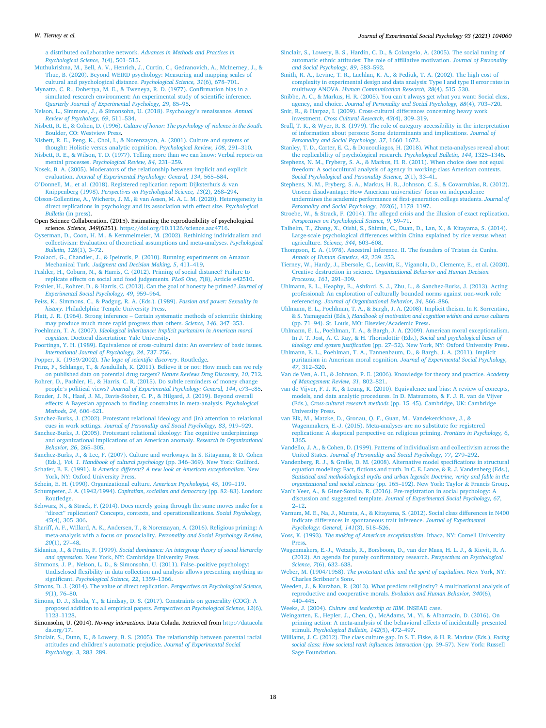a distributed collaborative network. *Advances in Methods and Practices in Psychological Science, 1*(4), 501–515.

Muthukrishna, M., Bell, A. V., Henrich, J., Curtin, C., Gedranovich, A., McInerney, J., & Thue, B. (2020). Beyond WEIRD psychology: Measuring and mapping scales of cultural and psychological distance. *Psychological Science, 31*(6), 678–701.

Mynatta, C. R., Dohertya, M. E., & Tweneya, R. D. (1977). Confirmation bias in a simulated research environment: An experimental study of scientific inference. *Quarterly Journal of Experimental Psychology, 29*, 85–95.

Nelson, L., Simmons, J., & Simonsohn, U. (2018). Psychology's renaissance. *Annual Review of Psychology, 69*, 511–534.

Nisbett, R. E., & Cohen, D. (1996). *Culture of honor: The psychology of violence in the South*. Boulder, CO: Westview Press.

Nisbett, R. E., Peng, K., Choi, I., & Norenzayan, A. (2001). Culture and systems of thought: Holistic versus analytic cognition. *Psychological Review, 108*, 291–310.

Nisbett, R. E., & Wilson, T. D. (1977). Telling more than we can know: Verbal reports on mental processes. *Psychological Review, 84*, 231–259.

Nosek, B. A. (2005). Moderators of the relationship between implicit and explicit evaluation. *Journal of Experimental Psychology: General, 134*, 565–584.

O'Donnell, M., et al. (2018). Registered replication report: Dijksterhuis & van Knippenberg (1998). *Perspectives on Psychological Science, 13*(2), 268–294.

Olsson-Collentine, A., Wicherts, J. M., & van Assen, M. A. L. M. (2020). Heterogeneity in direct replications in psychology and its association with effect size. *Psychological Bulletin* (in press).

Open Science Collaboration. (2015). Estimating the reproducibility of psychological science. *Science, 349*(6251). https://doi.org/10.1126/science.aac4716.

Oyserman, D., Coon, H. M., & Kemmelmeier, M. (2002). Rethinking individualism and collectivism: Evaluation of theoretical assumptions and meta-analyses. *Psychological Bulletin, 128*(1), 3–72.

Paolacci, G., Chandler, J., & Ipeirotis, P. (2010). Running experiments on Amazon Mechanical Turk. *Judgment and Decision Making, 5*, 411–419.

Pashler, H., Coburn, N., & Harris, C. (2012). Priming of social distance? Failure to replicate effects on social and food judgements. *PLoS One, 7*(8), Article e42510.

Pashler, H., Rohrer, D., & Harris, C. (2013). Can the goal of honesty be primed? *Journal of Experimental Social Psychology, 49*, 959–964.

Peiss, K., Simmons, C., & Padgug, R. A. (Eds.). (1989). *Passion and power: Sexuality in history*. Philadelphia: Temple University Press.

Platt, J. R. (1964). Strong inference – Certain systematic methods of scientific thinking may produce much more rapid progress than others. *Science, 146*, 347–353.

Poehlman, T. A. (2007). *Ideological inheritance: Implicit puritanism in American moral cognition*. Doctoral dissertation: Yale University.

Poortinga, Y. H. (1989). Equivalence of cross-cultural data: An overview of basic issues. *International Journal of Psychology, 24*, 737–756.

Popper, K. (1959/2002). *The logic of scientific discovery*. Routledge.

Prinz, F., Schlange, T., & Asadullah, K. (2011). Believe it or not: How much can we rely on published data on potential drug targets? *Nature Reviews Drug Discovery, 10*, 712.

Rohrer, D., Pashler, H., & Harris, C. R. (2015). Do subtle reminders of money change people's political views? *Journal of Experimental Psychology: General, 144*, e73–e85.

Rouder, J. N., Haaf, J. M., Davis-Stober, C. P., & Hilgard, J. (2019). Beyond overall effects: A Bayesian approach to finding constraints in meta-analysis. *Psychological Methods, 24*, 606–621.

Sanchez-Burks, J. (2002). Protestant relational ideology and (in) attention to relational cues in work settings. *Journal of Personality and Social Psychology, 83*, 919–929.

Sanchez-Burks, J. (2005). Protestant relational ideology: The cognitive underpinnings and organizational implications of an American anomaly. *Research in Organizational Behavior, 26*, 265–305.

Sanchez-Burks, J., & Lee, F. (2007). Culture and workways. In S. Kitayama, & D. Cohen (Eds.), *Vol. 1. Handbook of cultural psychology* (pp. 346–369). New York: Guilford.

Schafer, B. E. (1991). *Is America different? A new look at American exceptionalism*. New York, NY: Oxford University Press.

Schein, E. H. (1990). Organizational culture. *American Psychologist, 45*, 109–119.

Schumpeter, J. A. (1942/1994). *Capitalism, socialism and democracy* (pp. 82–83). London: Routledge.

Schwarz, N., & Strack, F. (2014). Does merely going through the same moves make for a "direct" replication? Concepts, contexts, and operationalizations. *Social Psychology, 45*(4), 305–306.

Shariff, A. F., Willard, A. K., Andersen, T., & Norenzayan, A. (2016). Religious priming: A meta-analysis with a focus on prosociality. *Personality and Social Psychology Review, 20*(1), 27–48.

Sidanius, J., & Pratto, F. (1999). *Social dominance: An intergroup theory of social hierarchy and oppression*. New York, NY: Cambridge University Press.

Simmons, J. P., Nelson, L. D., & Simonsohn, U. (2011). False-positive psychology: Undisclosed flexibility in data collection and analysis allows presenting anything as significant. *Psychological Science, 22*, 1359–1366.

Simons, D. J. (2014). The value of direct replication. *Perspectives on Psychological Science, 9*(1), 76–80.

Simons, D. J., Shoda, Y., & Lindsay, D. S. (2017). Constraints on generality (COG): A proposed addition to all empirical papers. *Perspectives on Psychological Science, 12*(6), 1123–1128.

Simonsohn, U. (2014). *No-way interactions*. Data Colada. Retrieved from http://datacolada.org/17.

Sinclair, S., Dunn, E., & Lowery, B. S. (2005). The relationship between parental racial attitudes and children's automatic prejudice. *Journal of Experimental Social Psychology, 3*, 283–289.

Sinclair, S., Lowery, B. S., Hardin, C. D., & Colangelo, A. (2005). The social tuning of automatic ethnic attitudes: The role of affiliative motivation. *Journal of Personality and Social Psychology, 89*, 583–592.

Smith, R. A., Levine, T. R., Lachlan, K. A., & Fediuk, T. A. (2002). The high cost of complexity in experimental design and data analysis: Type I and type II error rates in multiway ANOVA. *Human Communication Research, 28*(4), 515–530.

Snibbe, A. C., & Markus, H. R. (2005). You can't always get what you want: Social class, agency, and choice. *Journal of Personality and Social Psychology, 88*(4), 703–720.

Snir, R., & Harpaz, I. (2009). Cross-cultural differences concerning heavy work investment. *Cross Cultural Research, 43*(4), 309–319.

Srull, T. K., & Wyer, R. S. (1979). The role of category accessibility in the interpretation of information about persons: Some determinants and implications. *Journal of Personality and Social Psychology, 37*, 1660–1672.

Stanley, T. D., Carter, E. C., & Doucouliagos, H. (2018). What meta-analyses reveal about the replicability of psychological research. *Psychological Bulletin, 144*, 1325–1346.

Stephens, N. M., Fryberg, S. A., & Markus, H. R. (2011). When choice does not equal freedom: A sociocultural analysis of agency in working-class American contexts. *Social Psychological and Personality Science, 2*(1), 33–41.

Stephens, N. M., Fryberg, S. A., Markus, H. R., Johnson, C. S., & Covarrubias, R. (2012). Unseen disadvantage: How American universities' focus on independence undermines the academic performance of first-generation college students. *Journal of Personality and Social Psychology, 102*(6), 1178–1197.

Stroebe, W., & Strack, F. (2014). The alleged crisis and the illusion of exact replication. *Perspectives on Psychological Science, 9*, 59–71.

Talhelm, T., Zhang, X., Oishi, S., Shimin, C., Duan, D., Lan, X., & Kitayama, S. (2014). Large-scale psychological differences within China explained by rice versus wheat agriculture. *Science, 344*, 603–608.

Thompson, E. A. (1978). Ancestral inference. II. The founders of Tristan da Cunha. *Annals of Human Genetics, 42*, 239–253.

Tierney, W., Hardy, J., Ebersole, C., Leavitt, K., Viganola, D., Clemente, E., et al. (2020). Creative destruction in science. *Organizational Behavior and Human Decision Processes, 161*, 291–309.

Uhlmann, E. L., Heaphy, E., Ashford, S. J., Zhu, L., & Sanchez-Burks, J. (2013). Acting professional: An exploration of culturally bounded norms against non-work role referencing. *Journal of Organizational Behavior, 34*, 866–886.

Uhlmann, E. L., Poehlman, T. A., & Bargh, J. A. (2008). Implicit theism. In R. Sorrentino, & S. Yamaguchi (Eds.), *Handbook of motivation and cognition within and across cultures* (pp. 71–94). St. Louis, MO: Elsevier/Academic Press.

Uhlmann, E. L., Poehlman, T. A., & Bargh, J. A. (2009). American moral exceptionalism. In J. T. Jost, A. C. Kay, & H. Thorisdottir (Eds.), *Social and psychological bases of ideology and system justification* (pp. 27–52). New York, NY: Oxford University Press.

Uhlmann, E. L., Poehlman, T. A., Tannenbaum, D., & Bargh, J. A. (2011). Implicit puritanism in American moral cognition. *Journal of Experimental Social Psychology, 47*, 312–320.

Van de Ven, A. H., & Johnson, P. E. (2006). Knowledge for theory and practice. *Academy of Management Review, 31*, 802–821.

van de Vijver, F. J. R., & Leung, K. (2010). Equivalence and bias: A review of concepts, models, and data analytic procedures. In D. Matsumoto, & F. J. R. van de Vijver (Eds.), *Cross-cultural research methods* (pp. 15–45). Cambridge, UK: Cambridge University Press.

van Elk, M., Matzke, D., Gronau, Q. F., Guan, M., Vandekerckhove, J., & Wagenmakers, E.-J. (2015). Meta-analyses are no substitute for registered replications: A skeptical perspective on religious priming. *Frontiers in Psychology, 6*, 1365.

Vandello, J. A., & Cohen, D. (1999). Patterns of individualism and collectivism across the United States. *Journal of Personality and Social Psychology, 77*, 279–292.

Vandenberg, R. J., & Grelle, D. M. (2008). Alternative model specifications in structural equation modeling: Fact, fictions and truth. In C. E. Lance, & R. J. Vandenberg (Eds.), *Statistical and methodological myths and urban legends: Doctrine, verity and fable in the organizational and social sciences* (pp. 165–192). New York: Taylor & Francis Group.

Van't Veer, A., & Giner-Sorolla, R. (2016). Pre-registration in social psychology: A discussion and suggested template. *Journal of Experimental Social Psychology, 67*, 2–12.

Varnum, M. E., Na, J., Murata, A., & Kitayama, S. (2012). Social class differences in N400 indicate differences in spontaneous trait inference. *Journal of Experimental Psychology: General, 141*(3), 518–526.

Voss, K. (1993). *The making of American exceptionalism*. Ithaca, NY: Cornell University Press.

Wagenmakers, E.-J., Wetzels, R., Borsboom, D., van der Maas, H. L. J., & Kievit, R. A. (2012). An agenda for purely confirmatory research. *Perspectives on Psychological Science, 7*(6), 632–638.

Weber, M. (1904/1958). *The protestant ethic and the spirit of capitalism*. New York, NY: Charles Scribner's Sons.

Weeden, J., & Kurzban, R. (2013). What predicts religiosity? A multinational analysis of reproductive and cooperative morals. *Evolution and Human Behavior, 340*(6), 440–445.

Weeks, J. (2004). *Culture and leadership at IBM*. INSEAD case.

Weingarten, E., Hepler, J., Chen, Q., McAdams, M., Yi, & Albarracín, D. (2016). On priming action: A meta-analysis of the behavioral effects of incidentally presented stimuli. *Psychological Bulletin, 142*(5), 472–497.

Williams, J. C. (2012). The class culture gap. In S. T. Fiske, & H. R. Markus (Eds.), *Facing social class: How societal rank influences interaction* (pp. 39–57). New York: Russell Sage Foundation.